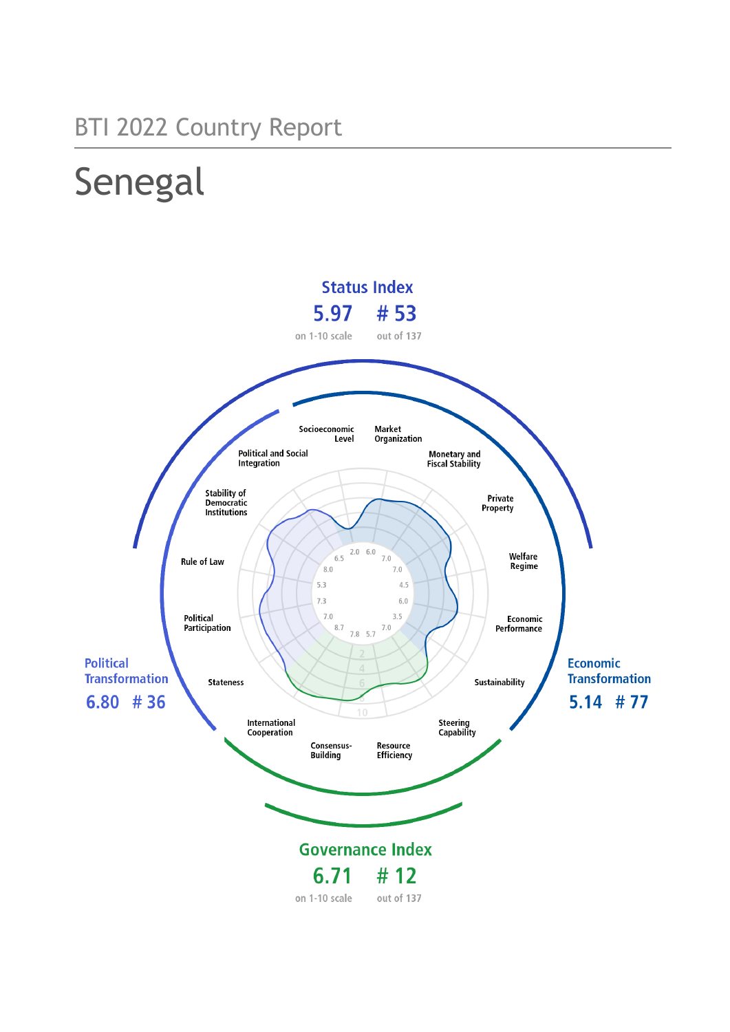BTI 2022 Country Report

# Senegal

## Status Index

5.97 on 1-10 scale

# 53 out of 137

## Political Transformation

6.80 # 36

## Economic Transformation

5.14 # 77

## Governance Index

6.71 on 1-10 scale

# 12 out of 137

| Criterion | Score |
|---|---|
| Stateness | 8.7 |
| Political Participation | 7.0 |
| Rule of Law | 7.3 |
| Stability of Democratic Institutions | 5.3 |
| Political and Social Integration | 8.0 |
| Socioeconomic Level | 6.5 |
| Market Organization | 2.0 |
| Monetary and Fiscal Stability | 6.0 |
| Private Property | 7.0 |
| Welfare Regime | 7.0 |
| Economic Performance | 4.5 |
| Sustainability | 6.0 |
| Steering Capability | 3.5 |
| Resource Efficiency | 7.0 |
| Consensus-Building | 5.7 |
| International Cooperation | 7.8 |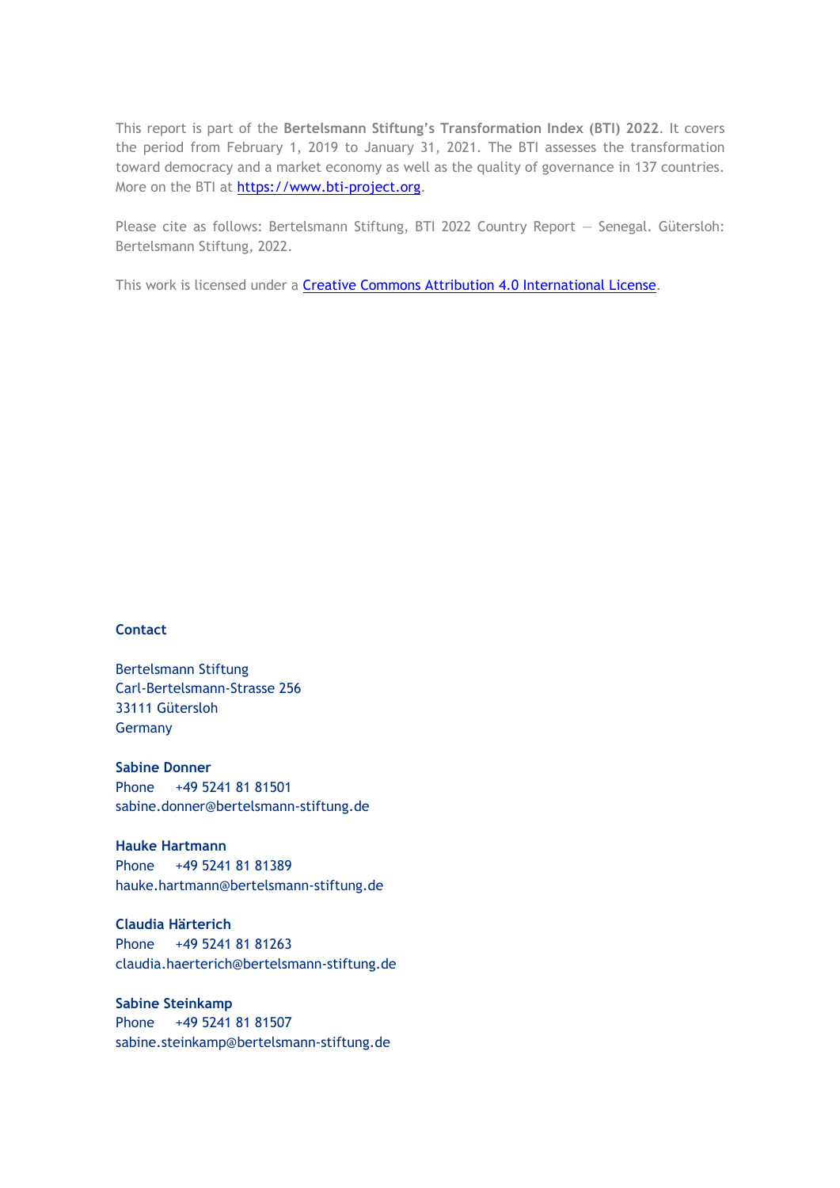This report is part of the **Bertelsmann Stiftung's Transformation Index (BTI) 2022**. It covers the period from February 1, 2019 to January 31, 2021. The BTI assesses the transformation toward democracy and a market economy as well as the quality of governance in 137 countries. More on the BTI at [https://www.bti-project.org](https://www.bti-project.org).

Please cite as follows: Bertelsmann Stiftung, BTI 2022 Country Report — Senegal. Gütersloh: Bertelsmann Stiftung, 2022.

This work is licensed under a [Creative Commons Attribution 4.0 International License](https://creativecommons.org/licenses/by/4.0/).

**Contact**

Bertelsmann Stiftung
Carl-Bertelsmann-Strasse 256
33111 Gütersloh
Germany

**Sabine Donner**
Phone +49 5241 81 81501
sabine.donner@bertelsmann-stiftung.de

**Hauke Hartmann**
Phone +49 5241 81 81389
hauke.hartmann@bertelsmann-stiftung.de

**Claudia Härterich**
Phone +49 5241 81 81263
claudia.haerterich@bertelsmann-stiftung.de

**Sabine Steinkamp**
Phone +49 5241 81 81507
sabine.steinkamp@bertelsmann-stiftung.de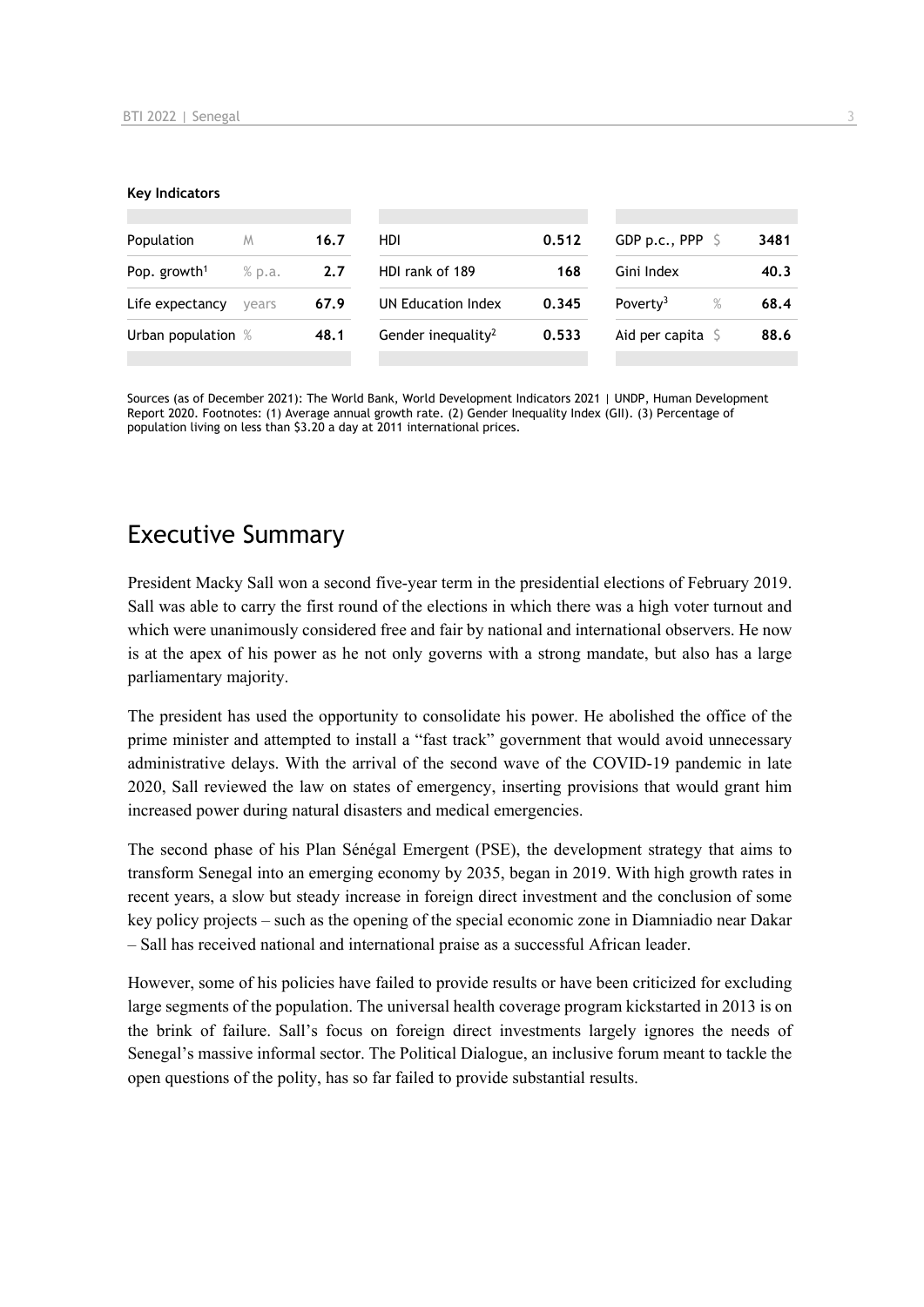**Key Indicators**

| | | | | | | | |
|---|---|---|---|---|---|---|---|
| Population | M | 16.7 | HDI | 0.512 | GDP p.c., PPP | $ | 3481 |
| Pop. growth[1] | % p.a. | 2.7 | HDI rank of 189 | 168 | Gini Index | | 40.3 |
| Life expectancy | years | 67.9 | UN Education Index | 0.345 | Poverty[3] | % | 68.4 |
| Urban population | % | 48.1 | Gender inequality[2] | 0.533 | Aid per capita | $ | 88.6 |

Sources (as of December 2021): The World Bank, World Development Indicators 2021 | UNDP, Human Development Report 2020. Footnotes: (1) Average annual growth rate. (2) Gender Inequality Index (GII). (3) Percentage of population living on less than $3.20 a day at 2011 international prices.

# Executive Summary

President Macky Sall won a second five-year term in the presidential elections of February 2019. Sall was able to carry the first round of the elections in which there was a high voter turnout and which were unanimously considered free and fair by national and international observers. He now is at the apex of his power as he not only governs with a strong mandate, but also has a large parliamentary majority.

The president has used the opportunity to consolidate his power. He abolished the office of the prime minister and attempted to install a "fast track" government that would avoid unnecessary administrative delays. With the arrival of the second wave of the COVID-19 pandemic in late 2020, Sall reviewed the law on states of emergency, inserting provisions that would grant him increased power during natural disasters and medical emergencies.

The second phase of his Plan Sénégal Emergent (PSE), the development strategy that aims to transform Senegal into an emerging economy by 2035, began in 2019. With high growth rates in recent years, a slow but steady increase in foreign direct investment and the conclusion of some key policy projects – such as the opening of the special economic zone in Diamniadio near Dakar – Sall has received national and international praise as a successful African leader.

However, some of his policies have failed to provide results or have been criticized for excluding large segments of the population. The universal health coverage program kickstarted in 2013 is on the brink of failure. Sall's focus on foreign direct investments largely ignores the needs of Senegal's massive informal sector. The Political Dialogue, an inclusive forum meant to tackle the open questions of the polity, has so far failed to provide substantial results.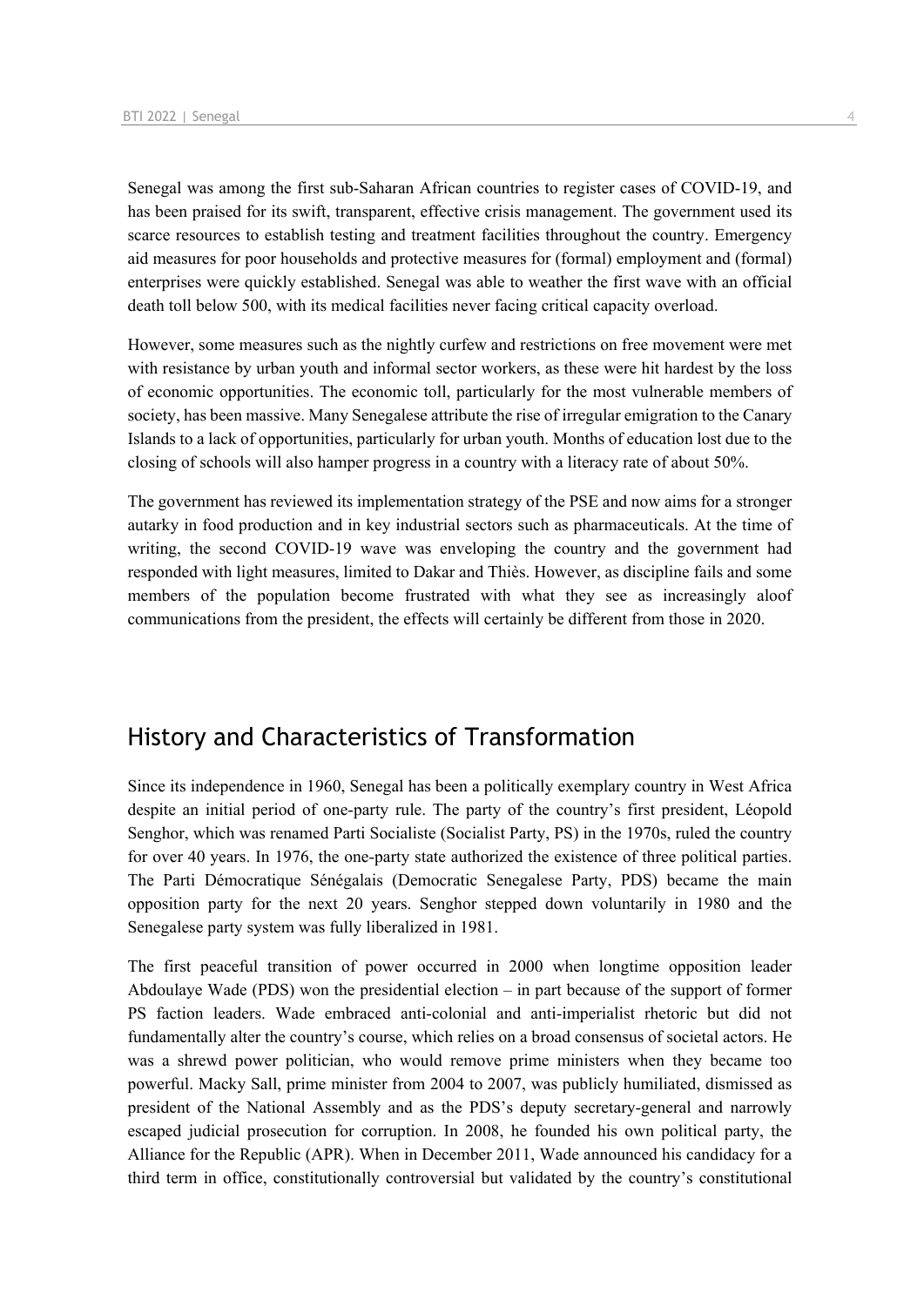Senegal was among the first sub-Saharan African countries to register cases of COVID-19, and has been praised for its swift, transparent, effective crisis management. The government used its scarce resources to establish testing and treatment facilities throughout the country. Emergency aid measures for poor households and protective measures for (formal) employment and (formal) enterprises were quickly established. Senegal was able to weather the first wave with an official death toll below 500, with its medical facilities never facing critical capacity overload.

However, some measures such as the nightly curfew and restrictions on free movement were met with resistance by urban youth and informal sector workers, as these were hit hardest by the loss of economic opportunities. The economic toll, particularly for the most vulnerable members of society, has been massive. Many Senegalese attribute the rise of irregular emigration to the Canary Islands to a lack of opportunities, particularly for urban youth. Months of education lost due to the closing of schools will also hamper progress in a country with a literacy rate of about 50%.

The government has reviewed its implementation strategy of the PSE and now aims for a stronger autarky in food production and in key industrial sectors such as pharmaceuticals. At the time of writing, the second COVID-19 wave was enveloping the country and the government had responded with light measures, limited to Dakar and Thiès. However, as discipline fails and some members of the population become frustrated with what they see as increasingly aloof communications from the president, the effects will certainly be different from those in 2020.

## History and Characteristics of Transformation

Since its independence in 1960, Senegal has been a politically exemplary country in West Africa despite an initial period of one-party rule. The party of the country's first president, Léopold Senghor, which was renamed Parti Socialiste (Socialist Party, PS) in the 1970s, ruled the country for over 40 years. In 1976, the one-party state authorized the existence of three political parties. The Parti Démocratique Sénégalais (Democratic Senegalese Party, PDS) became the main opposition party for the next 20 years. Senghor stepped down voluntarily in 1980 and the Senegalese party system was fully liberalized in 1981.

The first peaceful transition of power occurred in 2000 when longtime opposition leader Abdoulaye Wade (PDS) won the presidential election – in part because of the support of former PS faction leaders. Wade embraced anti-colonial and anti-imperialist rhetoric but did not fundamentally alter the country's course, which relies on a broad consensus of societal actors. He was a shrewd power politician, who would remove prime ministers when they became too powerful. Macky Sall, prime minister from 2004 to 2007, was publicly humiliated, dismissed as president of the National Assembly and as the PDS's deputy secretary-general and narrowly escaped judicial prosecution for corruption. In 2008, he founded his own political party, the Alliance for the Republic (APR). When in December 2011, Wade announced his candidacy for a third term in office, constitutionally controversial but validated by the country's constitutional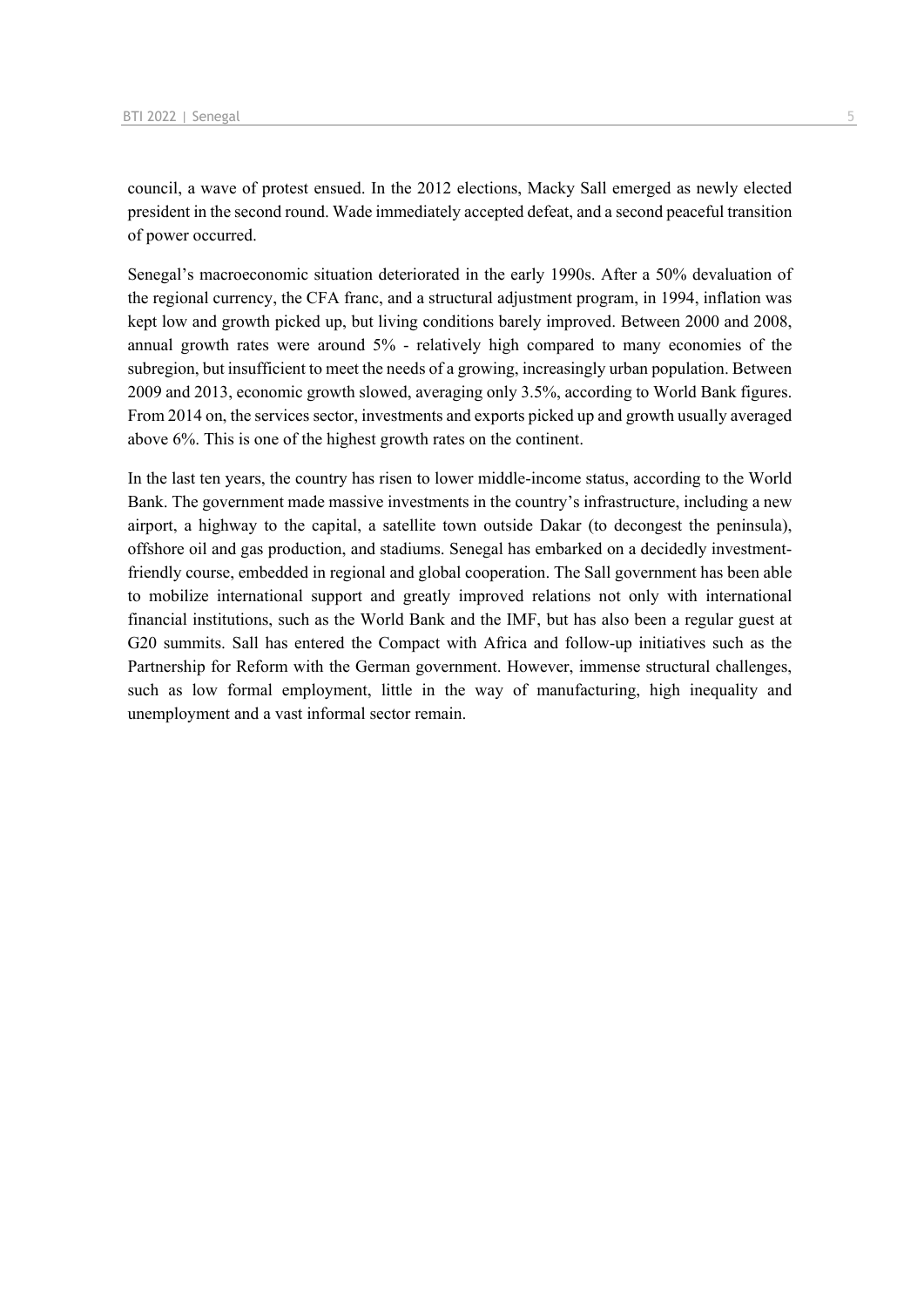council, a wave of protest ensued. In the 2012 elections, Macky Sall emerged as newly elected president in the second round. Wade immediately accepted defeat, and a second peaceful transition of power occurred.

Senegal's macroeconomic situation deteriorated in the early 1990s. After a 50% devaluation of the regional currency, the CFA franc, and a structural adjustment program, in 1994, inflation was kept low and growth picked up, but living conditions barely improved. Between 2000 and 2008, annual growth rates were around 5% - relatively high compared to many economies of the subregion, but insufficient to meet the needs of a growing, increasingly urban population. Between 2009 and 2013, economic growth slowed, averaging only 3.5%, according to World Bank figures. From 2014 on, the services sector, investments and exports picked up and growth usually averaged above 6%. This is one of the highest growth rates on the continent.

In the last ten years, the country has risen to lower middle-income status, according to the World Bank. The government made massive investments in the country's infrastructure, including a new airport, a highway to the capital, a satellite town outside Dakar (to decongest the peninsula), offshore oil and gas production, and stadiums. Senegal has embarked on a decidedly investment-friendly course, embedded in regional and global cooperation. The Sall government has been able to mobilize international support and greatly improved relations not only with international financial institutions, such as the World Bank and the IMF, but has also been a regular guest at G20 summits. Sall has entered the Compact with Africa and follow-up initiatives such as the Partnership for Reform with the German government. However, immense structural challenges, such as low formal employment, little in the way of manufacturing, high inequality and unemployment and a vast informal sector remain.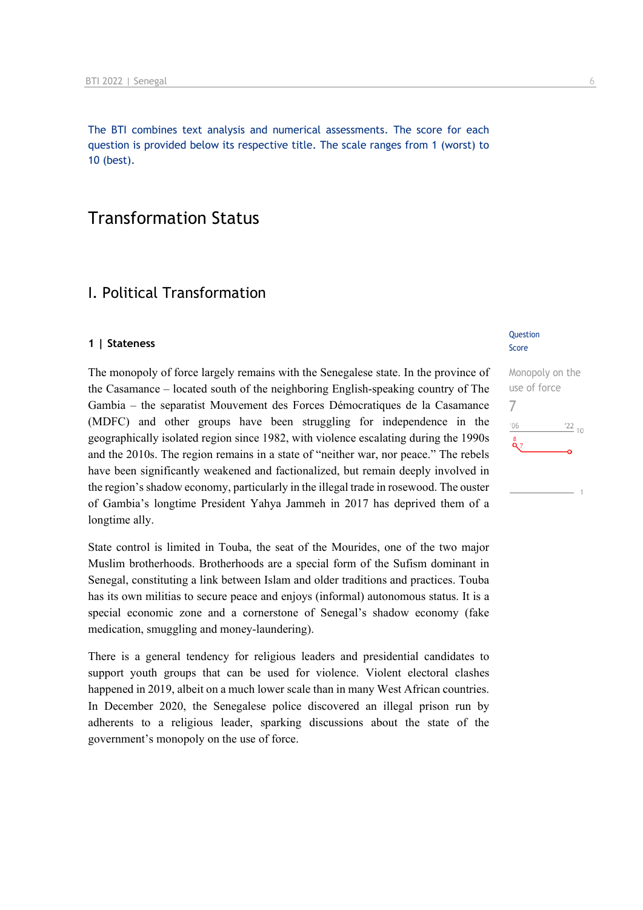The BTI combines text analysis and numerical assessments. The score for each question is provided below its respective title. The scale ranges from 1 (worst) to 10 (best).

# Transformation Status

## I. Political Transformation

### 1 | Stateness

Question Score

**Monopoly on the use of force**
7

The monopoly of force largely remains with the Senegalese state. In the province of the Casamance – located south of the neighboring English-speaking country of The Gambia – the separatist Mouvement des Forces Démocratiques de la Casamance (MDFC) and other groups have been struggling for independence in the geographically isolated region since 1982, with violence escalating during the 1990s and the 2010s. The region remains in a state of "neither war, nor peace." The rebels have been significantly weakened and factionalized, but remain deeply involved in the region's shadow economy, particularly in the illegal trade in rosewood. The ouster of Gambia's longtime President Yahya Jammeh in 2017 has deprived them of a longtime ally.

State control is limited in Touba, the seat of the Mourides, one of the two major Muslim brotherhoods. Brotherhoods are a special form of the Sufism dominant in Senegal, constituting a link between Islam and older traditions and practices. Touba has its own militias to secure peace and enjoys (informal) autonomous status. It is a special economic zone and a cornerstone of Senegal's shadow economy (fake medication, smuggling and money-laundering).

There is a general tendency for religious leaders and presidential candidates to support youth groups that can be used for violence. Violent electoral clashes happened in 2019, albeit on a much lower scale than in many West African countries. In December 2020, the Senegalese police discovered an illegal prison run by adherents to a religious leader, sparking discussions about the state of the government's monopoly on the use of force.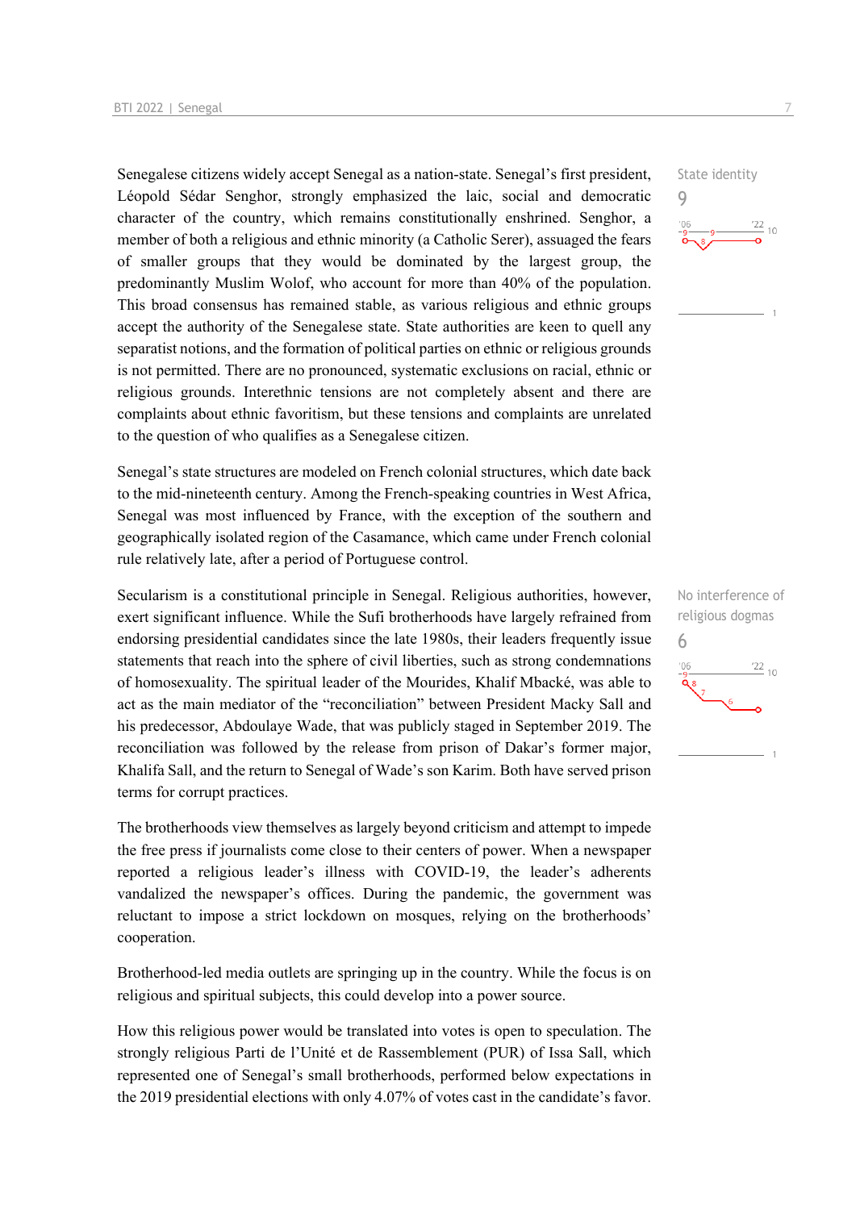Senegalese citizens widely accept Senegal as a nation-state. Senegal's first president, Léopold Sédar Senghor, strongly emphasized the laic, social and democratic character of the country, which remains constitutionally enshrined. Senghor, a member of both a religious and ethnic minority (a Catholic Serer), assuaged the fears of smaller groups that they would be dominated by the largest group, the predominantly Muslim Wolof, who account for more than 40% of the population. This broad consensus has remained stable, as various religious and ethnic groups accept the authority of the Senegalese state. State authorities are keen to quell any separatist notions, and the formation of political parties on ethnic or religious grounds is not permitted. There are no pronounced, systematic exclusions on racial, ethnic or religious grounds. Interethnic tensions are not completely absent and there are complaints about ethnic favoritism, but these tensions and complaints are unrelated to the question of who qualifies as a Senegalese citizen.

State identity
9

Senegal's state structures are modeled on French colonial structures, which date back to the mid-nineteenth century. Among the French-speaking countries in West Africa, Senegal was most influenced by France, with the exception of the southern and geographically isolated region of the Casamance, which came under French colonial rule relatively late, after a period of Portuguese control.

Secularism is a constitutional principle in Senegal. Religious authorities, however, exert significant influence. While the Sufi brotherhoods have largely refrained from endorsing presidential candidates since the late 1980s, their leaders frequently issue statements that reach into the sphere of civil liberties, such as strong condemnations of homosexuality. The spiritual leader of the Mourides, Khalif Mbacké, was able to act as the main mediator of the "reconciliation" between President Macky Sall and his predecessor, Abdoulaye Wade, that was publicly staged in September 2019. The reconciliation was followed by the release from prison of Dakar's former major, Khalifa Sall, and the return to Senegal of Wade's son Karim. Both have served prison terms for corrupt practices.

No interference of religious dogmas
6

The brotherhoods view themselves as largely beyond criticism and attempt to impede the free press if journalists come close to their centers of power. When a newspaper reported a religious leader's illness with COVID-19, the leader's adherents vandalized the newspaper's offices. During the pandemic, the government was reluctant to impose a strict lockdown on mosques, relying on the brotherhoods' cooperation.

Brotherhood-led media outlets are springing up in the country. While the focus is on religious and spiritual subjects, this could develop into a power source.

How this religious power would be translated into votes is open to speculation. The strongly religious Parti de l'Unité et de Rassemblement (PUR) of Issa Sall, which represented one of Senegal's small brotherhoods, performed below expectations in the 2019 presidential elections with only 4.07% of votes cast in the candidate's favor.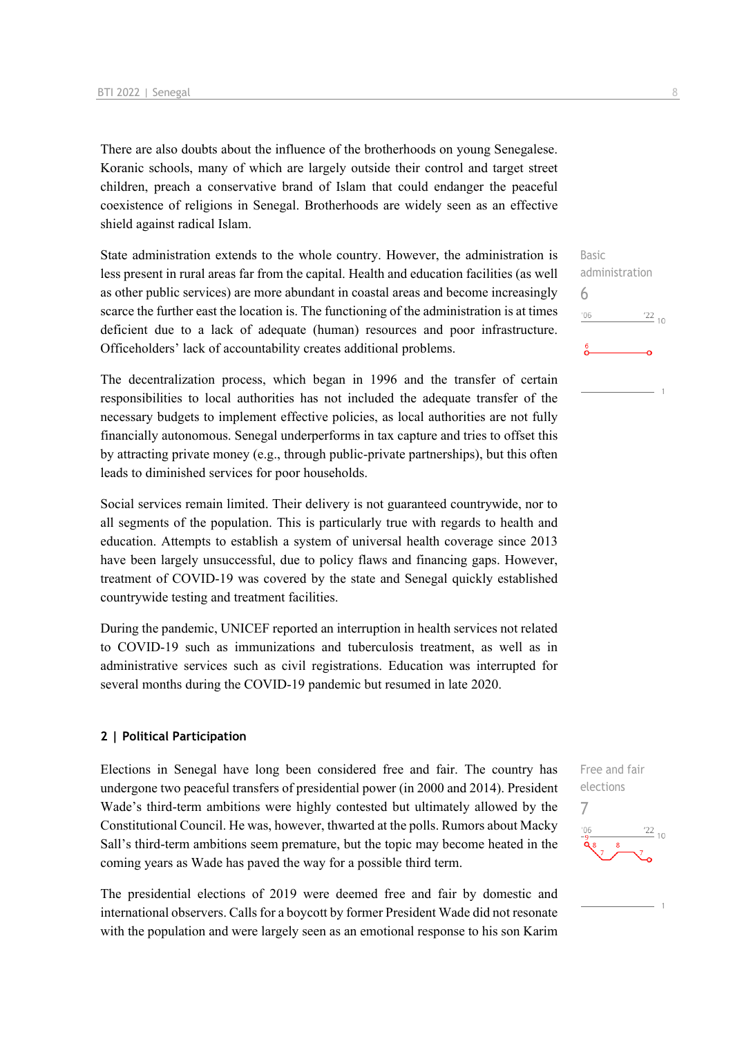There are also doubts about the influence of the brotherhoods on young Senegalese. Koranic schools, many of which are largely outside their control and target street children, preach a conservative brand of Islam that could endanger the peaceful coexistence of religions in Senegal. Brotherhoods are widely seen as an effective shield against radical Islam.

Basic administration
6

State administration extends to the whole country. However, the administration is less present in rural areas far from the capital. Health and education facilities (as well as other public services) are more abundant in coastal areas and become increasingly scarce the further east the location is. The functioning of the administration is at times deficient due to a lack of adequate (human) resources and poor infrastructure. Officeholders' lack of accountability creates additional problems.

The decentralization process, which began in 1996 and the transfer of certain responsibilities to local authorities has not included the adequate transfer of the necessary budgets to implement effective policies, as local authorities are not fully financially autonomous. Senegal underperforms in tax capture and tries to offset this by attracting private money (e.g., through public-private partnerships), but this often leads to diminished services for poor households.

Social services remain limited. Their delivery is not guaranteed countrywide, nor to all segments of the population. This is particularly true with regards to health and education. Attempts to establish a system of universal health coverage since 2013 have been largely unsuccessful, due to policy flaws and financing gaps. However, treatment of COVID-19 was covered by the state and Senegal quickly established countrywide testing and treatment facilities.

During the pandemic, UNICEF reported an interruption in health services not related to COVID-19 such as immunizations and tuberculosis treatment, as well as in administrative services such as civil registrations. Education was interrupted for several months during the COVID-19 pandemic but resumed in late 2020.

## 2 | Political Participation

Free and fair elections
7

Elections in Senegal have long been considered free and fair. The country has undergone two peaceful transfers of presidential power (in 2000 and 2014). President Wade's third-term ambitions were highly contested but ultimately allowed by the Constitutional Council. He was, however, thwarted at the polls. Rumors about Macky Sall's third-term ambitions seem premature, but the topic may become heated in the coming years as Wade has paved the way for a possible third term.

The presidential elections of 2019 were deemed free and fair by domestic and international observers. Calls for a boycott by former President Wade did not resonate with the population and were largely seen as an emotional response to his son Karim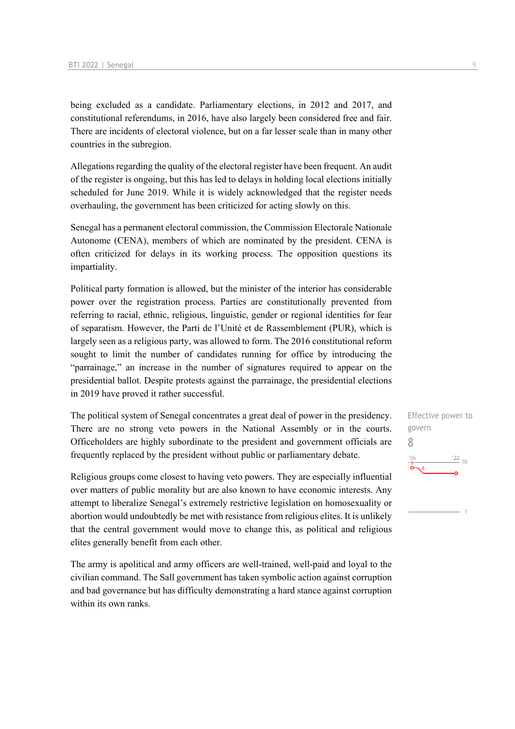being excluded as a candidate. Parliamentary elections, in 2012 and 2017, and constitutional referendums, in 2016, have also largely been considered free and fair. There are incidents of electoral violence, but on a far lesser scale than in many other countries in the subregion.

Allegations regarding the quality of the electoral register have been frequent. An audit of the register is ongoing, but this has led to delays in holding local elections initially scheduled for June 2019. While it is widely acknowledged that the register needs overhauling, the government has been criticized for acting slowly on this.

Senegal has a permanent electoral commission, the Commission Electorale Nationale Autonome (CENA), members of which are nominated by the president. CENA is often criticized for delays in its working process. The opposition questions its impartiality.

Political party formation is allowed, but the minister of the interior has considerable power over the registration process. Parties are constitutionally prevented from referring to racial, ethnic, religious, linguistic, gender or regional identities for fear of separatism. However, the Parti de l'Unité et de Rassemblement (PUR), which is largely seen as a religious party, was allowed to form. The 2016 constitutional reform sought to limit the number of candidates running for office by introducing the "parrainage," an increase in the number of signatures required to appear on the presidential ballot. Despite protests against the parrainage, the presidential elections in 2019 have proved it rather successful.

Effective power to govern
8

The political system of Senegal concentrates a great deal of power in the presidency. There are no strong veto powers in the National Assembly or in the courts. Officeholders are highly subordinate to the president and government officials are frequently replaced by the president without public or parliamentary debate.

Religious groups come closest to having veto powers. They are especially influential over matters of public morality but are also known to have economic interests. Any attempt to liberalize Senegal's extremely restrictive legislation on homosexuality or abortion would undoubtedly be met with resistance from religious elites. It is unlikely that the central government would move to change this, as political and religious elites generally benefit from each other.

The army is apolitical and army officers are well-trained, well-paid and loyal to the civilian command. The Sall government has taken symbolic action against corruption and bad governance but has difficulty demonstrating a hard stance against corruption within its own ranks.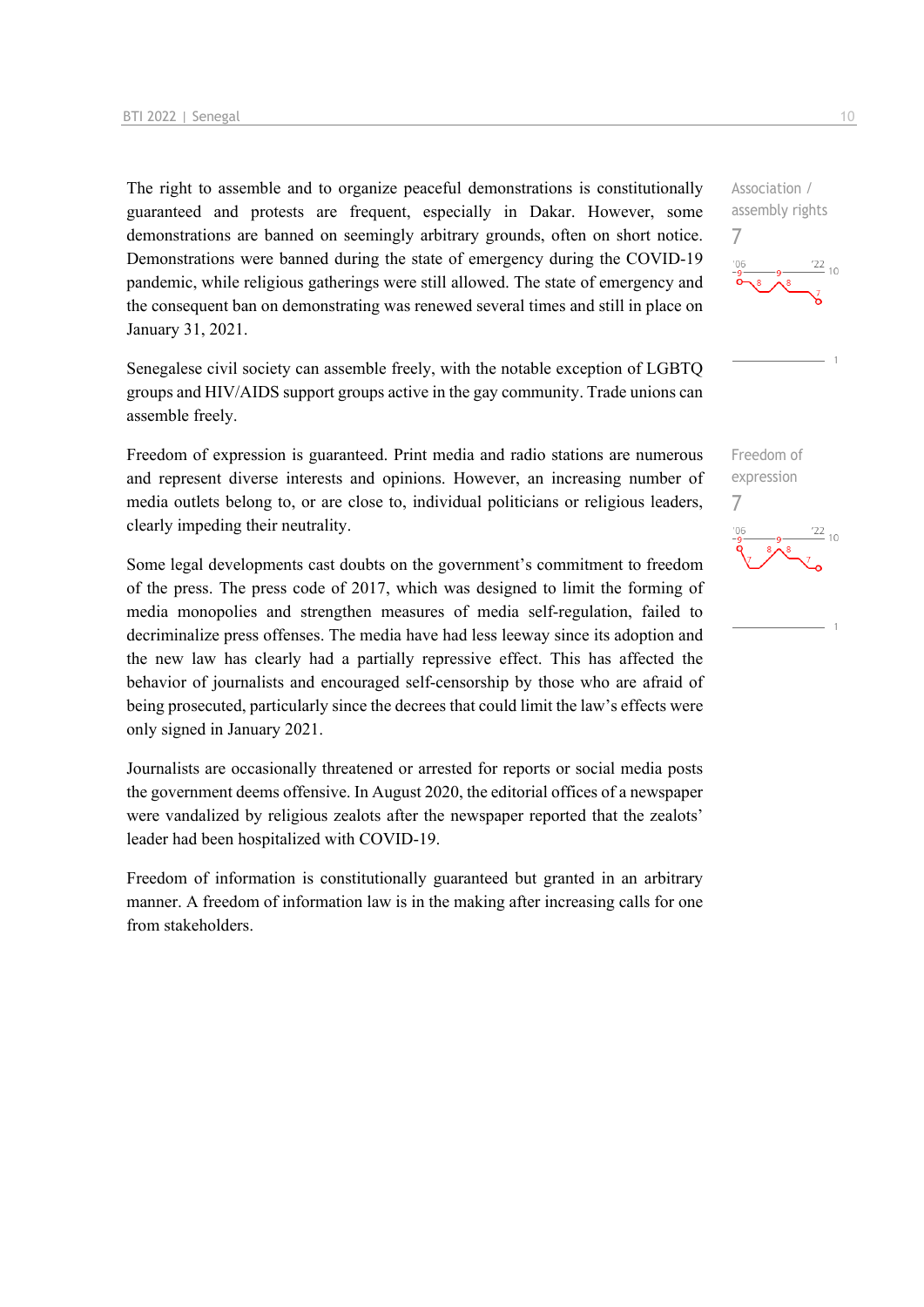The right to assemble and to organize peaceful demonstrations is constitutionally guaranteed and protests are frequent, especially in Dakar. However, some demonstrations are banned on seemingly arbitrary grounds, often on short notice. Demonstrations were banned during the state of emergency during the COVID-19 pandemic, while religious gatherings were still allowed. The state of emergency and the consequent ban on demonstrating was renewed several times and still in place on January 31, 2021.

Association / assembly rights
7

Senegalese civil society can assemble freely, with the notable exception of LGBTQ groups and HIV/AIDS support groups active in the gay community. Trade unions can assemble freely.

Freedom of expression is guaranteed. Print media and radio stations are numerous and represent diverse interests and opinions. However, an increasing number of media outlets belong to, or are close to, individual politicians or religious leaders, clearly impeding their neutrality.

Freedom of expression
7

Some legal developments cast doubts on the government's commitment to freedom of the press. The press code of 2017, which was designed to limit the forming of media monopolies and strengthen measures of media self-regulation, failed to decriminalize press offenses. The media have had less leeway since its adoption and the new law has clearly had a partially repressive effect. This has affected the behavior of journalists and encouraged self-censorship by those who are afraid of being prosecuted, particularly since the decrees that could limit the law's effects were only signed in January 2021.

Journalists are occasionally threatened or arrested for reports or social media posts the government deems offensive. In August 2020, the editorial offices of a newspaper were vandalized by religious zealots after the newspaper reported that the zealots' leader had been hospitalized with COVID-19.

Freedom of information is constitutionally guaranteed but granted in an arbitrary manner. A freedom of information law is in the making after increasing calls for one from stakeholders.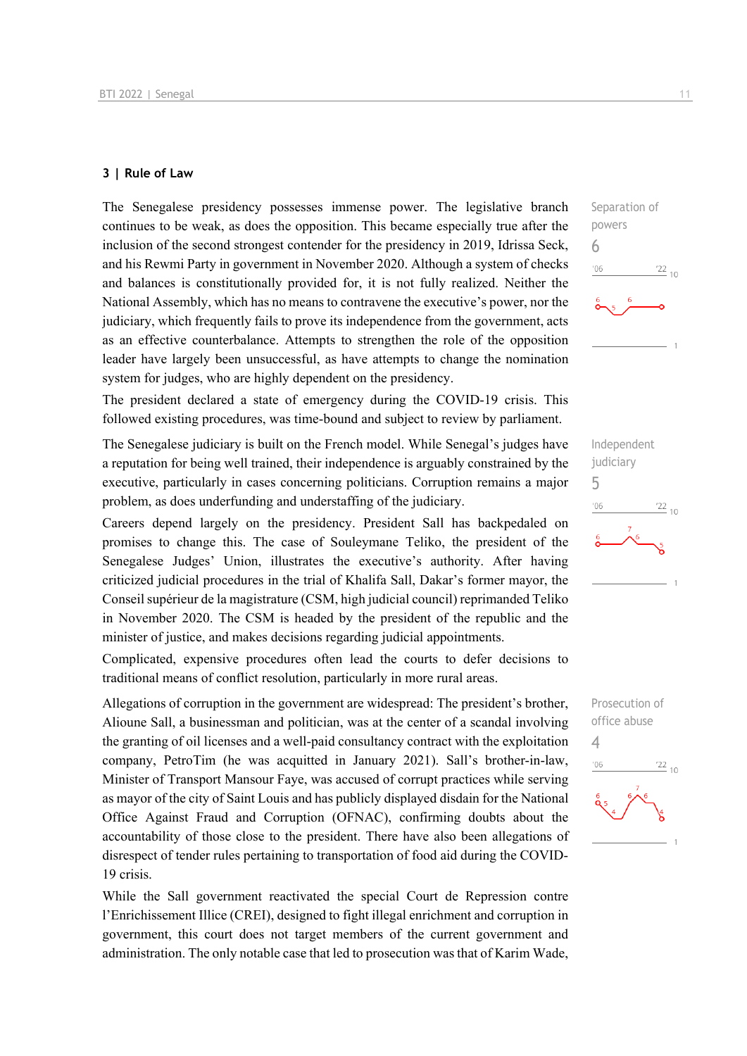### 3 | Rule of Law

Separation of powers
6

The Senegalese presidency possesses immense power. The legislative branch continues to be weak, as does the opposition. This became especially true after the inclusion of the second strongest contender for the presidency in 2019, Idrissa Seck, and his Rewmi Party in government in November 2020. Although a system of checks and balances is constitutionally provided for, it is not fully realized. Neither the National Assembly, which has no means to contravene the executive's power, nor the judiciary, which frequently fails to prove its independence from the government, acts as an effective counterbalance. Attempts to strengthen the role of the opposition leader have largely been unsuccessful, as have attempts to change the nomination system for judges, who are highly dependent on the presidency.

The president declared a state of emergency during the COVID-19 crisis. This followed existing procedures, was time-bound and subject to review by parliament.

Independent judiciary
5

The Senegalese judiciary is built on the French model. While Senegal's judges have a reputation for being well trained, their independence is arguably constrained by the executive, particularly in cases concerning politicians. Corruption remains a major problem, as does underfunding and understaffing of the judiciary.

Careers depend largely on the presidency. President Sall has backpedaled on promises to change this. The case of Souleymane Teliko, the president of the Senegalese Judges' Union, illustrates the executive's authority. After having criticized judicial procedures in the trial of Khalifa Sall, Dakar's former mayor, the Conseil supérieur de la magistrature (CSM, high judicial council) reprimanded Teliko in November 2020. The CSM is headed by the president of the republic and the minister of justice, and makes decisions regarding judicial appointments.

Complicated, expensive procedures often lead the courts to defer decisions to traditional means of conflict resolution, particularly in more rural areas.

Prosecution of office abuse
4

Allegations of corruption in the government are widespread: The president's brother, Alioune Sall, a businessman and politician, was at the center of a scandal involving the granting of oil licenses and a well-paid consultancy contract with the exploitation company, PetroTim (he was acquitted in January 2021). Sall's brother-in-law, Minister of Transport Mansour Faye, was accused of corrupt practices while serving as mayor of the city of Saint Louis and has publicly displayed disdain for the National Office Against Fraud and Corruption (OFNAC), confirming doubts about the accountability of those close to the president. There have also been allegations of disrespect of tender rules pertaining to transportation of food aid during the COVID-19 crisis.

While the Sall government reactivated the special Court de Repression contre l'Enrichissement Illice (CREI), designed to fight illegal enrichment and corruption in government, this court does not target members of the current government and administration. The only notable case that led to prosecution was that of Karim Wade,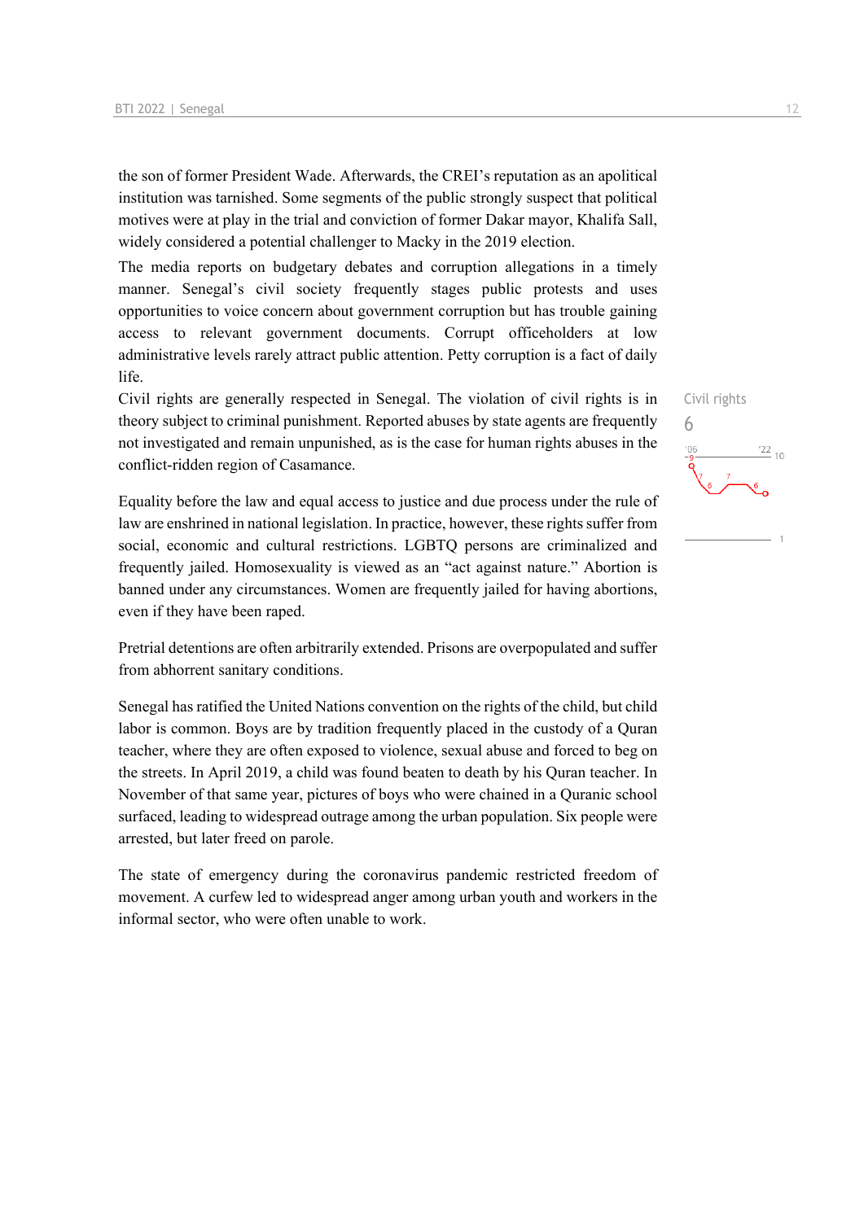the son of former President Wade. Afterwards, the CREI's reputation as an apolitical institution was tarnished. Some segments of the public strongly suspect that political motives were at play in the trial and conviction of former Dakar mayor, Khalifa Sall, widely considered a potential challenger to Macky in the 2019 election.

The media reports on budgetary debates and corruption allegations in a timely manner. Senegal's civil society frequently stages public protests and uses opportunities to voice concern about government corruption but has trouble gaining access to relevant government documents. Corrupt officeholders at low administrative levels rarely attract public attention. Petty corruption is a fact of daily life.

Civil rights
6

Civil rights are generally respected in Senegal. The violation of civil rights is in theory subject to criminal punishment. Reported abuses by state agents are frequently not investigated and remain unpunished, as is the case for human rights abuses in the conflict-ridden region of Casamance.

Equality before the law and equal access to justice and due process under the rule of law are enshrined in national legislation. In practice, however, these rights suffer from social, economic and cultural restrictions. LGBTQ persons are criminalized and frequently jailed. Homosexuality is viewed as an "act against nature." Abortion is banned under any circumstances. Women are frequently jailed for having abortions, even if they have been raped.

Pretrial detentions are often arbitrarily extended. Prisons are overpopulated and suffer from abhorrent sanitary conditions.

Senegal has ratified the United Nations convention on the rights of the child, but child labor is common. Boys are by tradition frequently placed in the custody of a Quran teacher, where they are often exposed to violence, sexual abuse and forced to beg on the streets. In April 2019, a child was found beaten to death by his Quran teacher. In November of that same year, pictures of boys who were chained in a Quranic school surfaced, leading to widespread outrage among the urban population. Six people were arrested, but later freed on parole.

The state of emergency during the coronavirus pandemic restricted freedom of movement. A curfew led to widespread anger among urban youth and workers in the informal sector, who were often unable to work.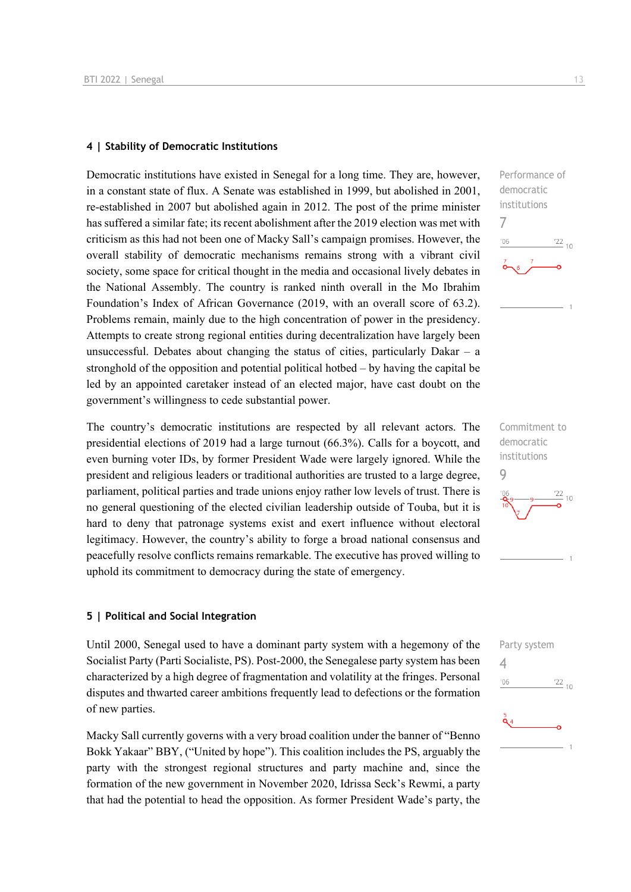## 4 | Stability of Democratic Institutions

Performance of democratic institutions
7

Democratic institutions have existed in Senegal for a long time. They are, however, in a constant state of flux. A Senate was established in 1999, but abolished in 2001, re-established in 2007 but abolished again in 2012. The post of the prime minister has suffered a similar fate; its recent abolishment after the 2019 election was met with criticism as this had not been one of Macky Sall's campaign promises. However, the overall stability of democratic mechanisms remains strong with a vibrant civil society, some space for critical thought in the media and occasional lively debates in the National Assembly. The country is ranked ninth overall in the Mo Ibrahim Foundation's Index of African Governance (2019, with an overall score of 63.2). Problems remain, mainly due to the high concentration of power in the presidency. Attempts to create strong regional entities during decentralization have largely been unsuccessful. Debates about changing the status of cities, particularly Dakar – a stronghold of the opposition and potential political hotbed – by having the capital be led by an appointed caretaker instead of an elected major, have cast doubt on the government's willingness to cede substantial power.

Commitment to democratic institutions
9

The country's democratic institutions are respected by all relevant actors. The presidential elections of 2019 had a large turnout (66.3%). Calls for a boycott, and even burning voter IDs, by former President Wade were largely ignored. While the president and religious leaders or traditional authorities are trusted to a large degree, parliament, political parties and trade unions enjoy rather low levels of trust. There is no general questioning of the elected civilian leadership outside of Touba, but it is hard to deny that patronage systems exist and exert influence without electoral legitimacy. However, the country's ability to forge a broad national consensus and peacefully resolve conflicts remains remarkable. The executive has proved willing to uphold its commitment to democracy during the state of emergency.

## 5 | Political and Social Integration

Party system
4

Until 2000, Senegal used to have a dominant party system with a hegemony of the Socialist Party (Parti Socialiste, PS). Post-2000, the Senegalese party system has been characterized by a high degree of fragmentation and volatility at the fringes. Personal disputes and thwarted career ambitions frequently lead to defections or the formation of new parties.

Macky Sall currently governs with a very broad coalition under the banner of "Benno Bokk Yakaar" BBY, ("United by hope"). This coalition includes the PS, arguably the party with the strongest regional structures and party machine and, since the formation of the new government in November 2020, Idrissa Seck's Rewmi, a party that had the potential to head the opposition. As former President Wade's party, the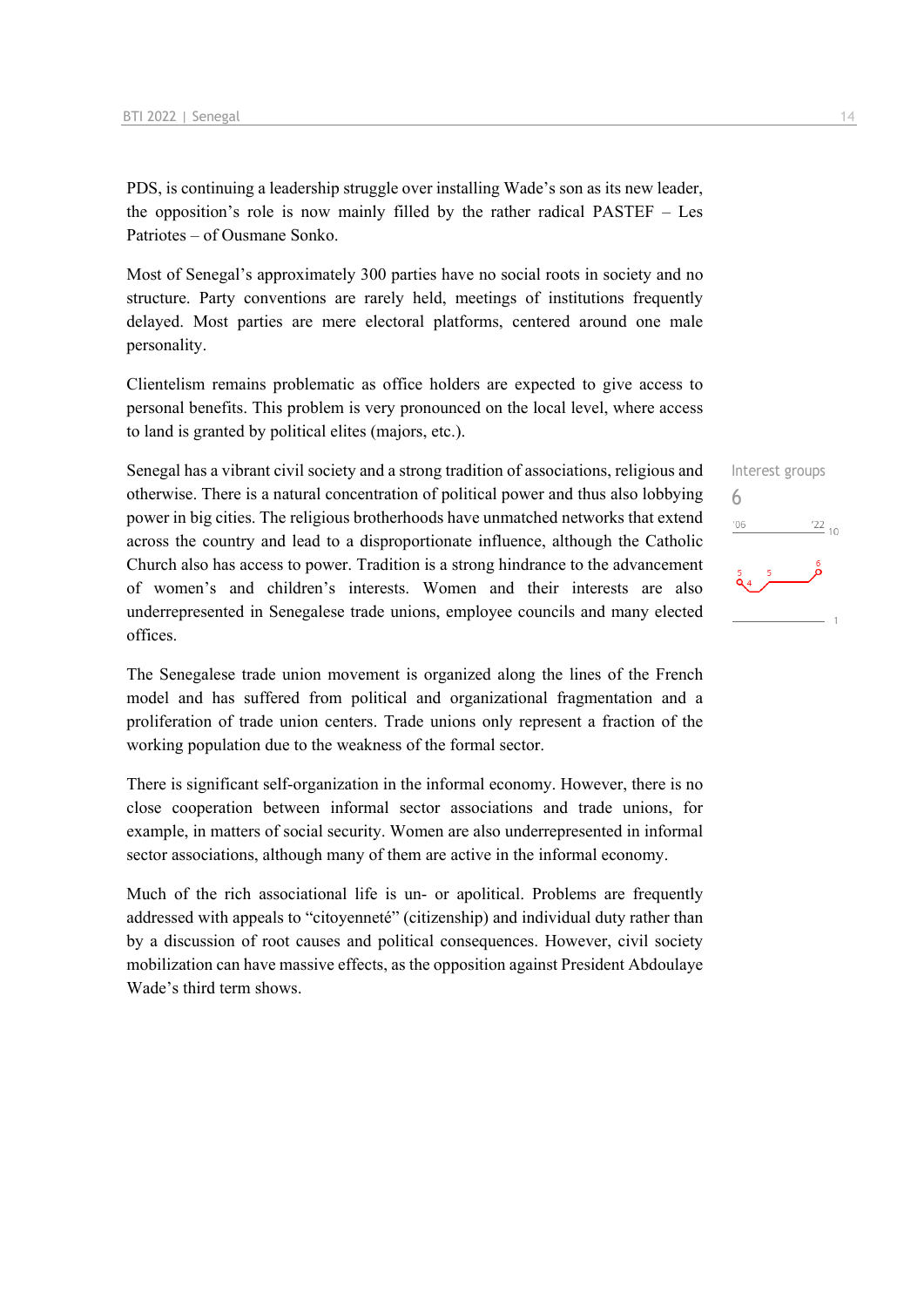PDS, is continuing a leadership struggle over installing Wade's son as its new leader, the opposition's role is now mainly filled by the rather radical PASTEF – Les Patriotes – of Ousmane Sonko.

Most of Senegal's approximately 300 parties have no social roots in society and no structure. Party conventions are rarely held, meetings of institutions frequently delayed. Most parties are mere electoral platforms, centered around one male personality.

Clientelism remains problematic as office holders are expected to give access to personal benefits. This problem is very pronounced on the local level, where access to land is granted by political elites (majors, etc.).

Interest groups
6

Senegal has a vibrant civil society and a strong tradition of associations, religious and otherwise. There is a natural concentration of political power and thus also lobbying power in big cities. The religious brotherhoods have unmatched networks that extend across the country and lead to a disproportionate influence, although the Catholic Church also has access to power. Tradition is a strong hindrance to the advancement of women's and children's interests. Women and their interests are also underrepresented in Senegalese trade unions, employee councils and many elected offices.

The Senegalese trade union movement is organized along the lines of the French model and has suffered from political and organizational fragmentation and a proliferation of trade union centers. Trade unions only represent a fraction of the working population due to the weakness of the formal sector.

There is significant self-organization in the informal economy. However, there is no close cooperation between informal sector associations and trade unions, for example, in matters of social security. Women are also underrepresented in informal sector associations, although many of them are active in the informal economy.

Much of the rich associational life is un- or apolitical. Problems are frequently addressed with appeals to "citoyenneté" (citizenship) and individual duty rather than by a discussion of root causes and political consequences. However, civil society mobilization can have massive effects, as the opposition against President Abdoulaye Wade's third term shows.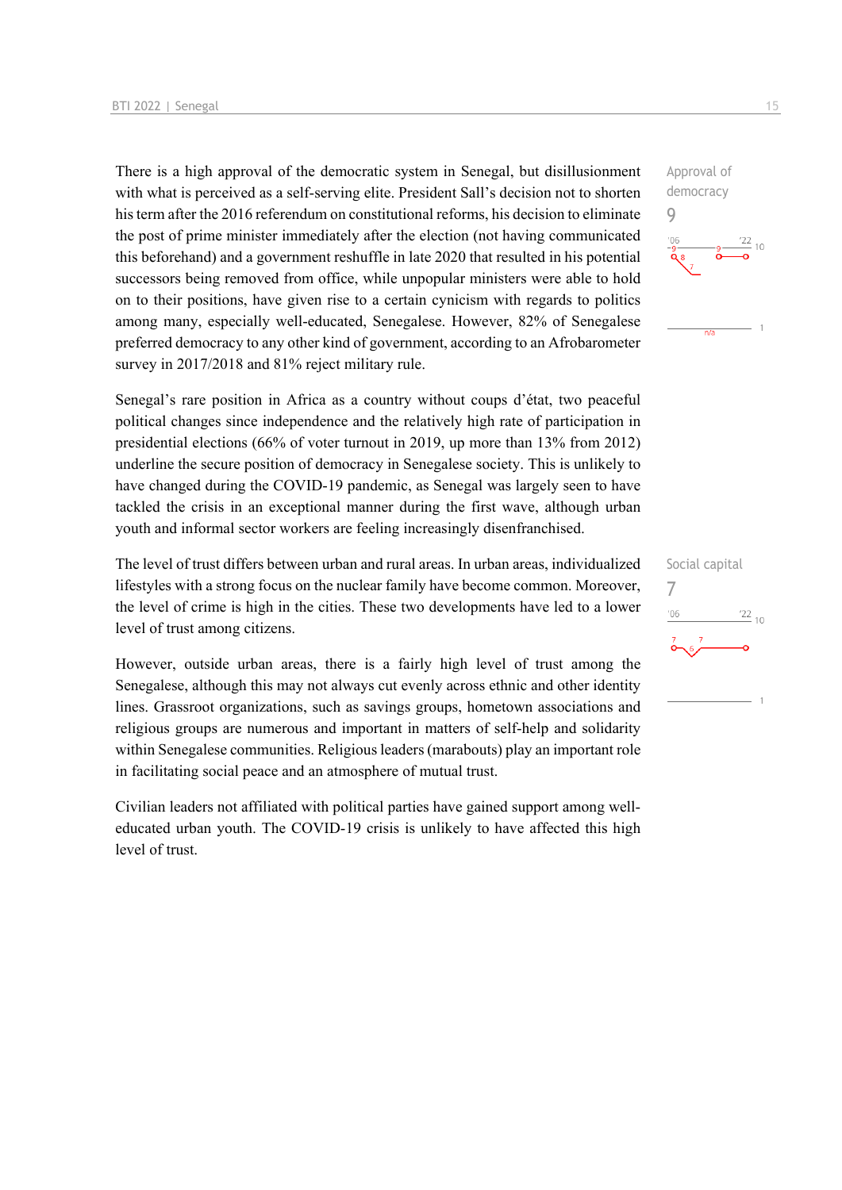There is a high approval of the democratic system in Senegal, but disillusionment with what is perceived as a self-serving elite. President Sall's decision not to shorten his term after the 2016 referendum on constitutional reforms, his decision to eliminate the post of prime minister immediately after the election (not having communicated this beforehand) and a government reshuffle in late 2020 that resulted in his potential successors being removed from office, while unpopular ministers were able to hold on to their positions, have given rise to a certain cynicism with regards to politics among many, especially well-educated, Senegalese. However, 82% of Senegalese preferred democracy to any other kind of government, according to an Afrobarometer survey in 2017/2018 and 81% reject military rule.

Approval of democracy
9

Senegal's rare position in Africa as a country without coups d'état, two peaceful political changes since independence and the relatively high rate of participation in presidential elections (66% of voter turnout in 2019, up more than 13% from 2012) underline the secure position of democracy in Senegalese society. This is unlikely to have changed during the COVID-19 pandemic, as Senegal was largely seen to have tackled the crisis in an exceptional manner during the first wave, although urban youth and informal sector workers are feeling increasingly disenfranchised.

The level of trust differs between urban and rural areas. In urban areas, individualized lifestyles with a strong focus on the nuclear family have become common. Moreover, the level of crime is high in the cities. These two developments have led to a lower level of trust among citizens.

Social capital
7

However, outside urban areas, there is a fairly high level of trust among the Senegalese, although this may not always cut evenly across ethnic and other identity lines. Grassroot organizations, such as savings groups, hometown associations and religious groups are numerous and important in matters of self-help and solidarity within Senegalese communities. Religious leaders (marabouts) play an important role in facilitating social peace and an atmosphere of mutual trust.

Civilian leaders not affiliated with political parties have gained support among well-educated urban youth. The COVID-19 crisis is unlikely to have affected this high level of trust.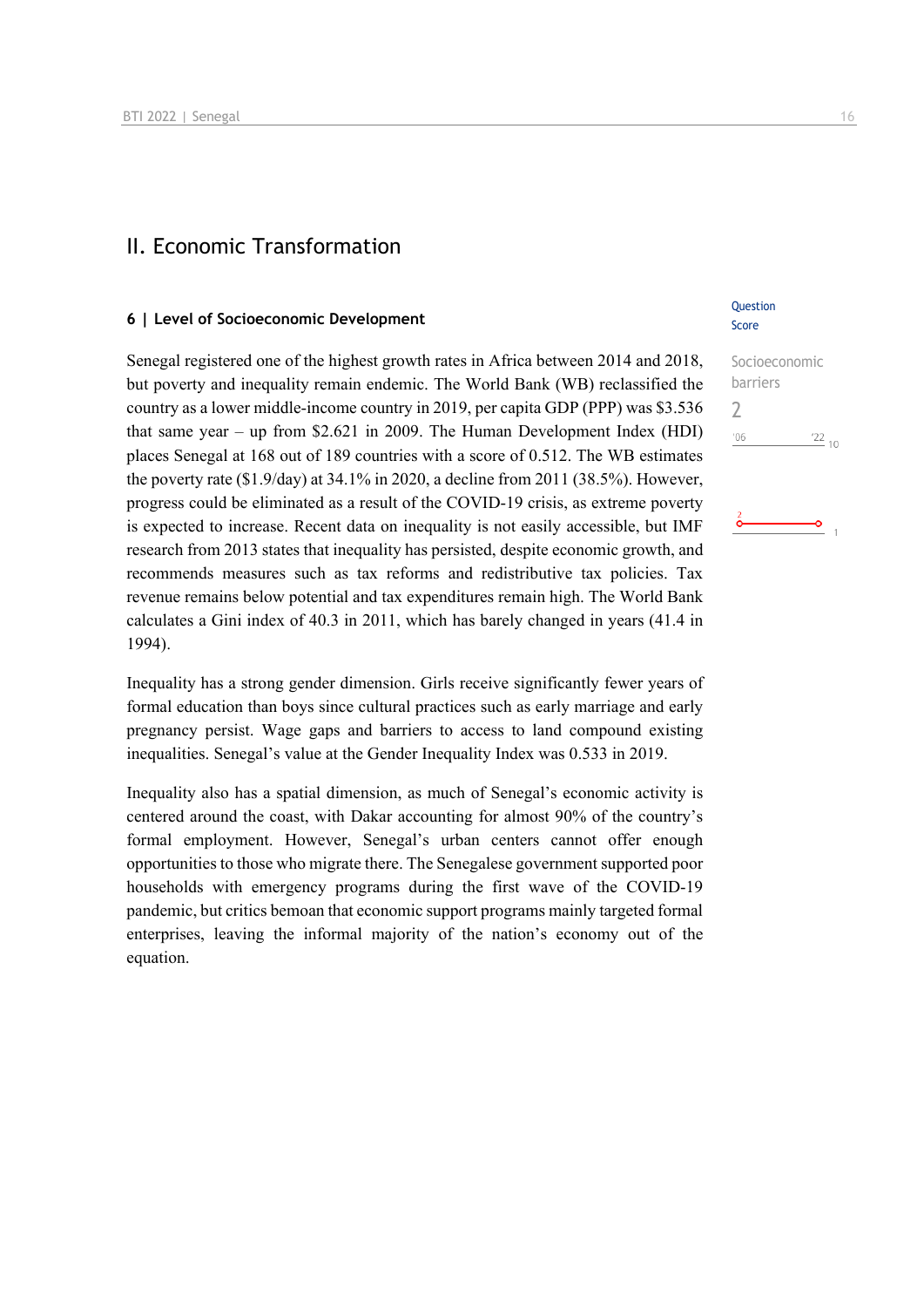## II. Economic Transformation

### 6 | Level of Socioeconomic Development

Question Score

Socioeconomic barriers
2

Senegal registered one of the highest growth rates in Africa between 2014 and 2018, but poverty and inequality remain endemic. The World Bank (WB) reclassified the country as a lower middle-income country in 2019, per capita GDP (PPP) was $3.536 that same year – up from $2.621 in 2009. The Human Development Index (HDI) places Senegal at 168 out of 189 countries with a score of 0.512. The WB estimates the poverty rate ($1.9/day) at 34.1% in 2020, a decline from 2011 (38.5%). However, progress could be eliminated as a result of the COVID-19 crisis, as extreme poverty is expected to increase. Recent data on inequality is not easily accessible, but IMF research from 2013 states that inequality has persisted, despite economic growth, and recommends measures such as tax reforms and redistributive tax policies. Tax revenue remains below potential and tax expenditures remain high. The World Bank calculates a Gini index of 40.3 in 2011, which has barely changed in years (41.4 in 1994).

Inequality has a strong gender dimension. Girls receive significantly fewer years of formal education than boys since cultural practices such as early marriage and early pregnancy persist. Wage gaps and barriers to access to land compound existing inequalities. Senegal's value at the Gender Inequality Index was 0.533 in 2019.

Inequality also has a spatial dimension, as much of Senegal's economic activity is centered around the coast, with Dakar accounting for almost 90% of the country's formal employment. However, Senegal's urban centers cannot offer enough opportunities to those who migrate there. The Senegalese government supported poor households with emergency programs during the first wave of the COVID-19 pandemic, but critics bemoan that economic support programs mainly targeted formal enterprises, leaving the informal majority of the nation's economy out of the equation.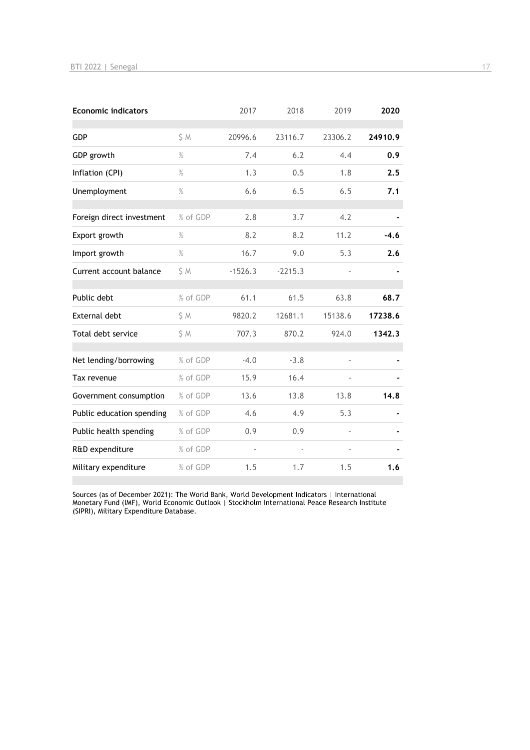| Economic indicators | | 2017 | 2018 | 2019 | **2020** |
|---|---|---|---|---|---|
| GDP | $ M | 20996.6 | 23116.7 | 23306.2 | **24910.9** |
| GDP growth | % | 7.4 | 6.2 | 4.4 | **0.9** |
| Inflation (CPI) | % | 1.3 | 0.5 | 1.8 | **2.5** |
| Unemployment | % | 6.6 | 6.5 | 6.5 | **7.1** |
| Foreign direct investment | % of GDP | 2.8 | 3.7 | 4.2 | **-** |
| Export growth | % | 8.2 | 8.2 | 11.2 | **-4.6** |
| Import growth | % | 16.7 | 9.0 | 5.3 | **2.6** |
| Current account balance | $ M | -1526.3 | -2215.3 | - | **-** |
| Public debt | % of GDP | 61.1 | 61.5 | 63.8 | **68.7** |
| External debt | $ M | 9820.2 | 12681.1 | 15138.6 | **17238.6** |
| Total debt service | $ M | 707.3 | 870.2 | 924.0 | **1342.3** |
| Net lending/borrowing | % of GDP | -4.0 | -3.8 | - | **-** |
| Tax revenue | % of GDP | 15.9 | 16.4 | - | **-** |
| Government consumption | % of GDP | 13.6 | 13.8 | 13.8 | **14.8** |
| Public education spending | % of GDP | 4.6 | 4.9 | 5.3 | **-** |
| Public health spending | % of GDP | 0.9 | 0.9 | - | **-** |
| R&D expenditure | % of GDP | - | - | - | **-** |
| Military expenditure | % of GDP | 1.5 | 1.7 | 1.5 | **1.6** |

Sources (as of December 2021): The World Bank, World Development Indicators | International Monetary Fund (IMF), World Economic Outlook | Stockholm International Peace Research Institute (SIPRI), Military Expenditure Database.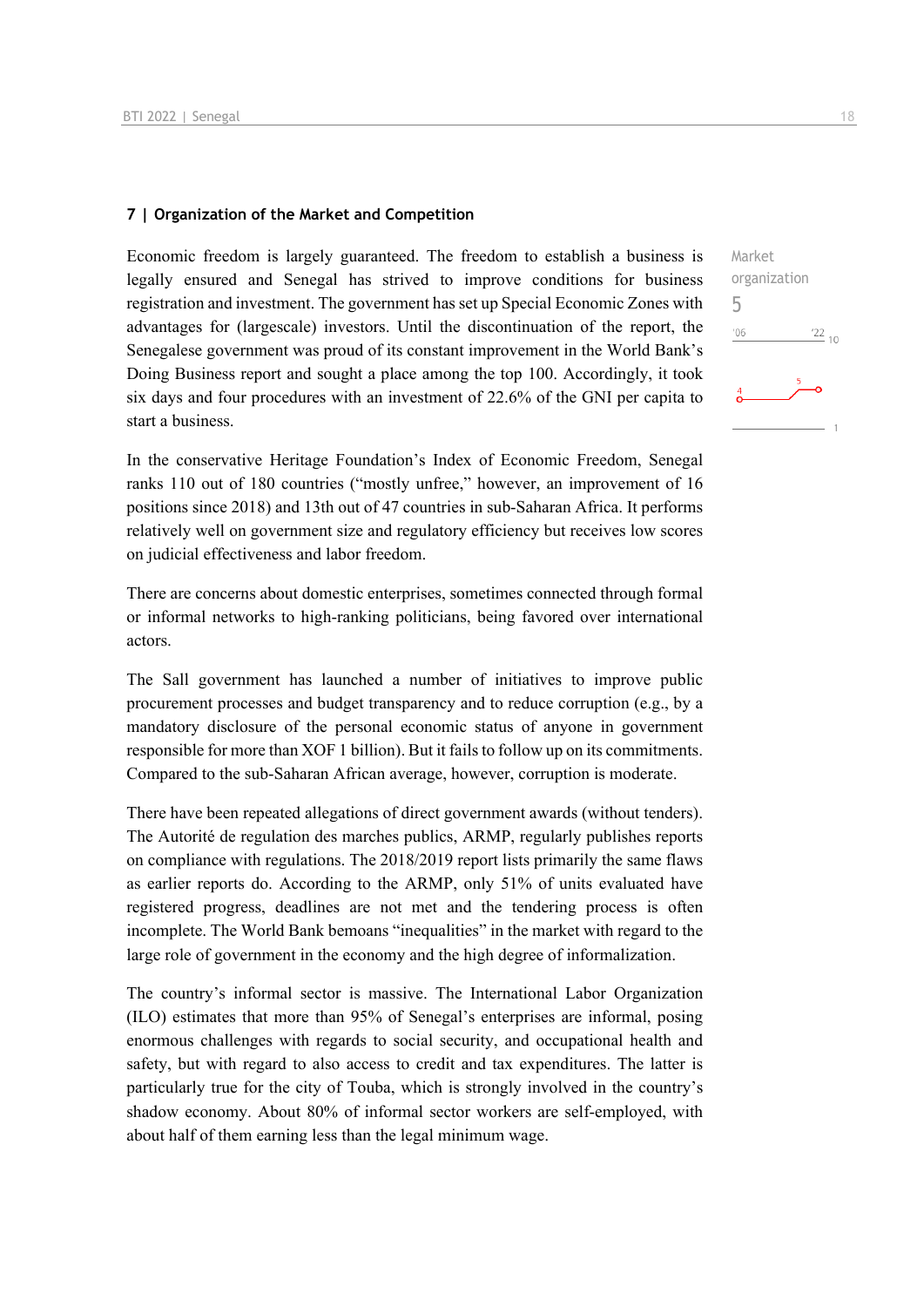## 7 | Organization of the Market and Competition

Market organization
5

Economic freedom is largely guaranteed. The freedom to establish a business is legally ensured and Senegal has strived to improve conditions for business registration and investment. The government has set up Special Economic Zones with advantages for (largescale) investors. Until the discontinuation of the report, the Senegalese government was proud of its constant improvement in the World Bank's Doing Business report and sought a place among the top 100. Accordingly, it took six days and four procedures with an investment of 22.6% of the GNI per capita to start a business.

In the conservative Heritage Foundation's Index of Economic Freedom, Senegal ranks 110 out of 180 countries ("mostly unfree," however, an improvement of 16 positions since 2018) and 13th out of 47 countries in sub-Saharan Africa. It performs relatively well on government size and regulatory efficiency but receives low scores on judicial effectiveness and labor freedom.

There are concerns about domestic enterprises, sometimes connected through formal or informal networks to high-ranking politicians, being favored over international actors.

The Sall government has launched a number of initiatives to improve public procurement processes and budget transparency and to reduce corruption (e.g., by a mandatory disclosure of the personal economic status of anyone in government responsible for more than XOF 1 billion). But it fails to follow up on its commitments. Compared to the sub-Saharan African average, however, corruption is moderate.

There have been repeated allegations of direct government awards (without tenders). The Autorité de regulation des marches publics, ARMP, regularly publishes reports on compliance with regulations. The 2018/2019 report lists primarily the same flaws as earlier reports do. According to the ARMP, only 51% of units evaluated have registered progress, deadlines are not met and the tendering process is often incomplete. The World Bank bemoans "inequalities" in the market with regard to the large role of government in the economy and the high degree of informalization.

The country's informal sector is massive. The International Labor Organization (ILO) estimates that more than 95% of Senegal's enterprises are informal, posing enormous challenges with regards to social security, and occupational health and safety, but with regard to also access to credit and tax expenditures. The latter is particularly true for the city of Touba, which is strongly involved in the country's shadow economy. About 80% of informal sector workers are self-employed, with about half of them earning less than the legal minimum wage.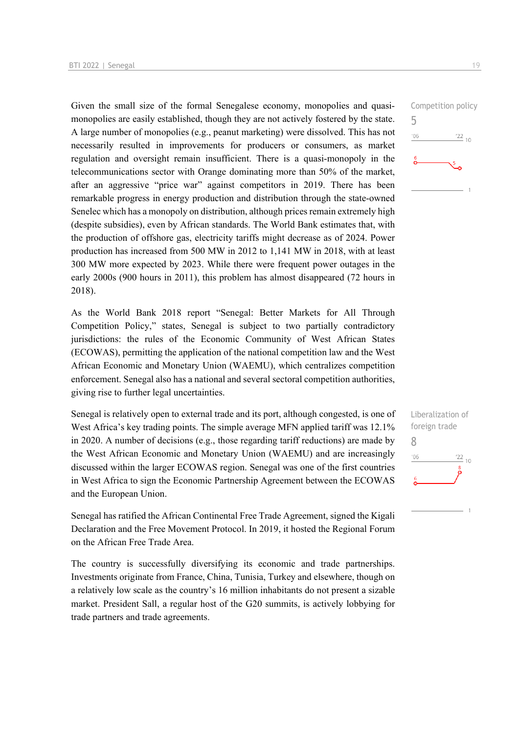Given the small size of the formal Senegalese economy, monopolies and quasi-monopolies are easily established, though they are not actively fostered by the state. A large number of monopolies (e.g., peanut marketing) were dissolved. This has not necessarily resulted in improvements for producers or consumers, as market regulation and oversight remain insufficient. There is a quasi-monopoly in the telecommunications sector with Orange dominating more than 50% of the market, after an aggressive "price war" against competitors in 2019. There has been remarkable progress in energy production and distribution through the state-owned Senelec which has a monopoly on distribution, although prices remain extremely high (despite subsidies), even by African standards. The World Bank estimates that, with the production of offshore gas, electricity tariffs might decrease as of 2024. Power production has increased from 500 MW in 2012 to 1,141 MW in 2018, with at least 300 MW more expected by 2023. While there were frequent power outages in the early 2000s (900 hours in 2011), this problem has almost disappeared (72 hours in 2018).

Competition policy
5

As the World Bank 2018 report "Senegal: Better Markets for All Through Competition Policy," states, Senegal is subject to two partially contradictory jurisdictions: the rules of the Economic Community of West African States (ECOWAS), permitting the application of the national competition law and the West African Economic and Monetary Union (WAEMU), which centralizes competition enforcement. Senegal also has a national and several sectoral competition authorities, giving rise to further legal uncertainties.

Senegal is relatively open to external trade and its port, although congested, is one of West Africa's key trading points. The simple average MFN applied tariff was 12.1% in 2020. A number of decisions (e.g., those regarding tariff reductions) are made by the West African Economic and Monetary Union (WAEMU) and are increasingly discussed within the larger ECOWAS region. Senegal was one of the first countries in West Africa to sign the Economic Partnership Agreement between the ECOWAS and the European Union.

Liberalization of foreign trade
8

Senegal has ratified the African Continental Free Trade Agreement, signed the Kigali Declaration and the Free Movement Protocol. In 2019, it hosted the Regional Forum on the African Free Trade Area.

The country is successfully diversifying its economic and trade partnerships. Investments originate from France, China, Tunisia, Turkey and elsewhere, though on a relatively low scale as the country's 16 million inhabitants do not present a sizable market. President Sall, a regular host of the G20 summits, is actively lobbying for trade partners and trade agreements.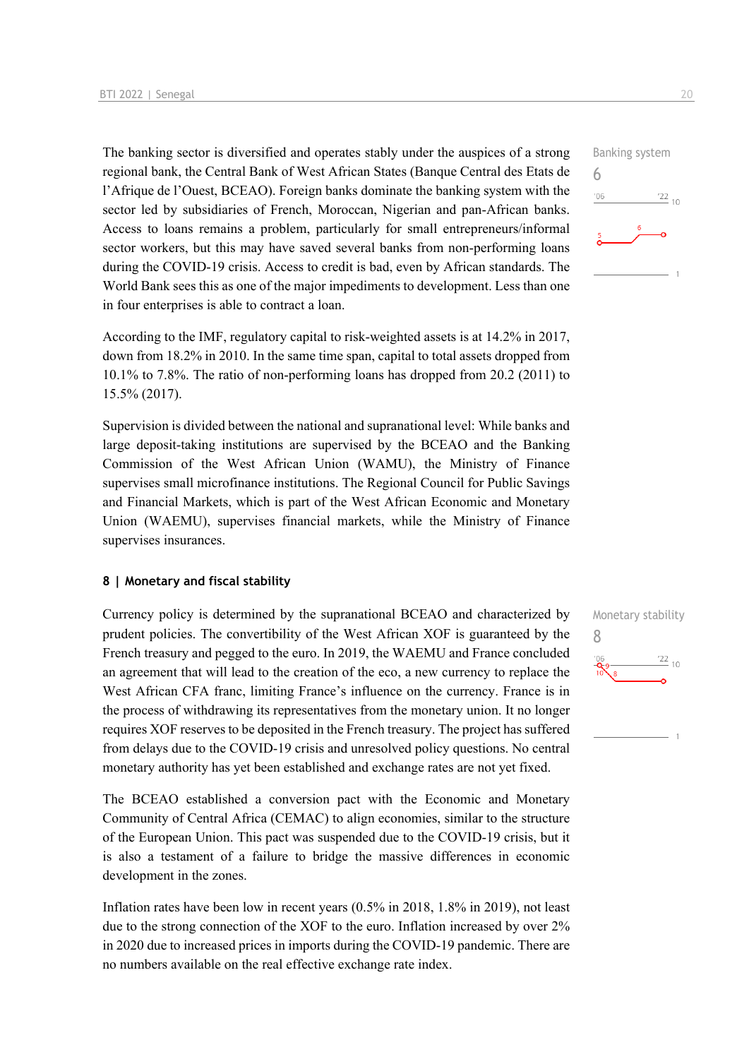The banking sector is diversified and operates stably under the auspices of a strong regional bank, the Central Bank of West African States (Banque Central des Etats de l'Afrique de l'Ouest, BCEAO). Foreign banks dominate the banking system with the sector led by subsidiaries of French, Moroccan, Nigerian and pan-African banks. Access to loans remains a problem, particularly for small entrepreneurs/informal sector workers, but this may have saved several banks from non-performing loans during the COVID-19 crisis. Access to credit is bad, even by African standards. The World Bank sees this as one of the major impediments to development. Less than one in four enterprises is able to contract a loan.

Banking system
6

According to the IMF, regulatory capital to risk-weighted assets is at 14.2% in 2017, down from 18.2% in 2010. In the same time span, capital to total assets dropped from 10.1% to 7.8%. The ratio of non-performing loans has dropped from 20.2 (2011) to 15.5% (2017).

Supervision is divided between the national and supranational level: While banks and large deposit-taking institutions are supervised by the BCEAO and the Banking Commission of the West African Union (WAMU), the Ministry of Finance supervises small microfinance institutions. The Regional Council for Public Savings and Financial Markets, which is part of the West African Economic and Monetary Union (WAEMU), supervises financial markets, while the Ministry of Finance supervises insurances.

## 8 | Monetary and fiscal stability

Currency policy is determined by the supranational BCEAO and characterized by prudent policies. The convertibility of the West African XOF is guaranteed by the French treasury and pegged to the euro. In 2019, the WAEMU and France concluded an agreement that will lead to the creation of the eco, a new currency to replace the West African CFA franc, limiting France's influence on the currency. France is in the process of withdrawing its representatives from the monetary union. It no longer requires XOF reserves to be deposited in the French treasury. The project has suffered from delays due to the COVID-19 crisis and unresolved policy questions. No central monetary authority has yet been established and exchange rates are not yet fixed.

Monetary stability
8

The BCEAO established a conversion pact with the Economic and Monetary Community of Central Africa (CEMAC) to align economies, similar to the structure of the European Union. This pact was suspended due to the COVID-19 crisis, but it is also a testament of a failure to bridge the massive differences in economic development in the zones.

Inflation rates have been low in recent years (0.5% in 2018, 1.8% in 2019), not least due to the strong connection of the XOF to the euro. Inflation increased by over 2% in 2020 due to increased prices in imports during the COVID-19 pandemic. There are no numbers available on the real effective exchange rate index.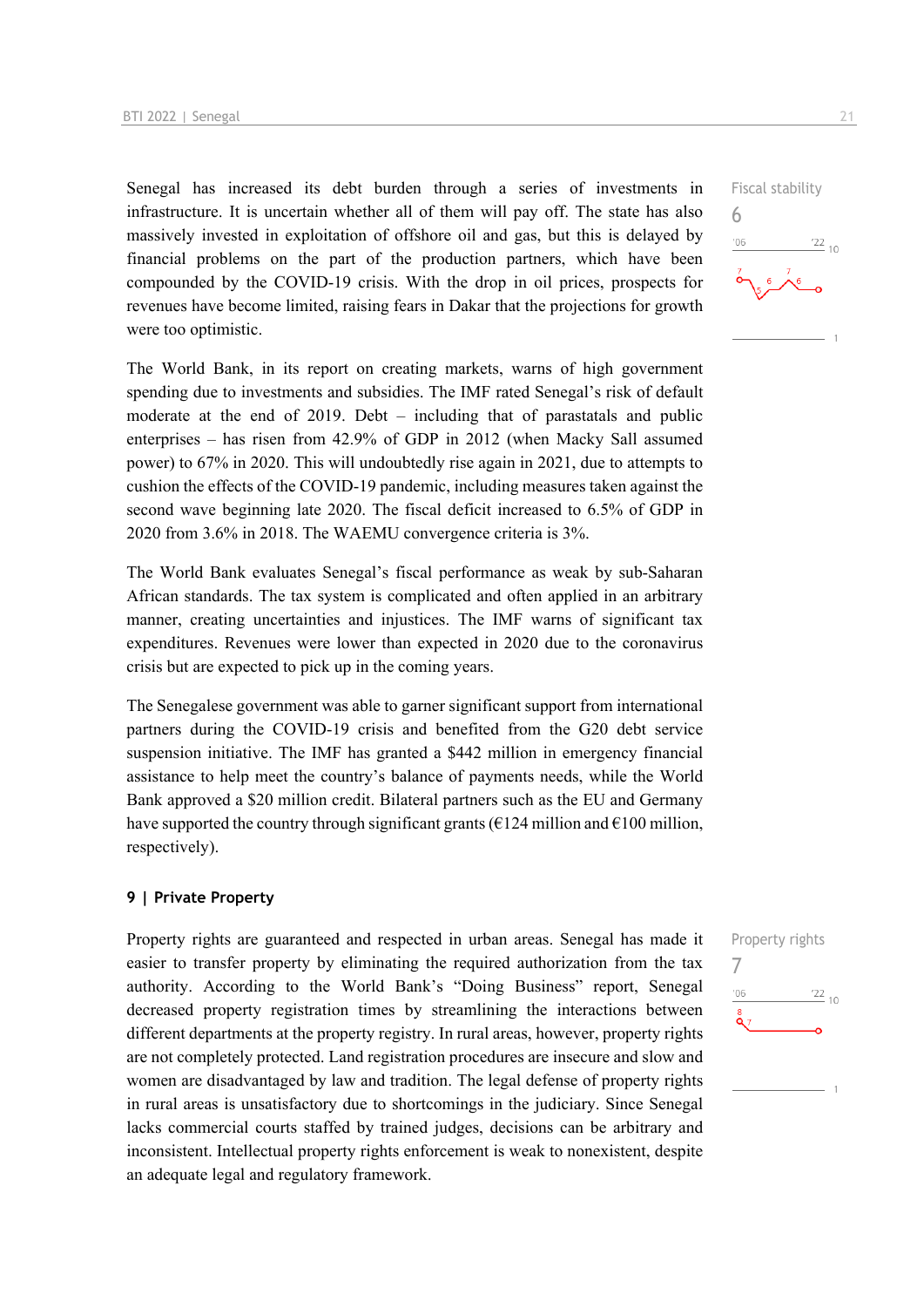Senegal has increased its debt burden through a series of investments in infrastructure. It is uncertain whether all of them will pay off. The state has also massively invested in exploitation of offshore oil and gas, but this is delayed by financial problems on the part of the production partners, which have been compounded by the COVID-19 crisis. With the drop in oil prices, prospects for revenues have become limited, raising fears in Dakar that the projections for growth were too optimistic.

Fiscal stability
6

The World Bank, in its report on creating markets, warns of high government spending due to investments and subsidies. The IMF rated Senegal's risk of default moderate at the end of 2019. Debt – including that of parastatals and public enterprises – has risen from 42.9% of GDP in 2012 (when Macky Sall assumed power) to 67% in 2020. This will undoubtedly rise again in 2021, due to attempts to cushion the effects of the COVID-19 pandemic, including measures taken against the second wave beginning late 2020. The fiscal deficit increased to 6.5% of GDP in 2020 from 3.6% in 2018. The WAEMU convergence criteria is 3%.

The World Bank evaluates Senegal's fiscal performance as weak by sub-Saharan African standards. The tax system is complicated and often applied in an arbitrary manner, creating uncertainties and injustices. The IMF warns of significant tax expenditures. Revenues were lower than expected in 2020 due to the coronavirus crisis but are expected to pick up in the coming years.

The Senegalese government was able to garner significant support from international partners during the COVID-19 crisis and benefited from the G20 debt service suspension initiative. The IMF has granted a $442 million in emergency financial assistance to help meet the country's balance of payments needs, while the World Bank approved a $20 million credit. Bilateral partners such as the EU and Germany have supported the country through significant grants (€124 million and €100 million, respectively).

### 9 | Private Property

Property rights are guaranteed and respected in urban areas. Senegal has made it easier to transfer property by eliminating the required authorization from the tax authority. According to the World Bank's "Doing Business" report, Senegal decreased property registration times by streamlining the interactions between different departments at the property registry. In rural areas, however, property rights are not completely protected. Land registration procedures are insecure and slow and women are disadvantaged by law and tradition. The legal defense of property rights in rural areas is unsatisfactory due to shortcomings in the judiciary. Since Senegal lacks commercial courts staffed by trained judges, decisions can be arbitrary and inconsistent. Intellectual property rights enforcement is weak to nonexistent, despite an adequate legal and regulatory framework.

Property rights
7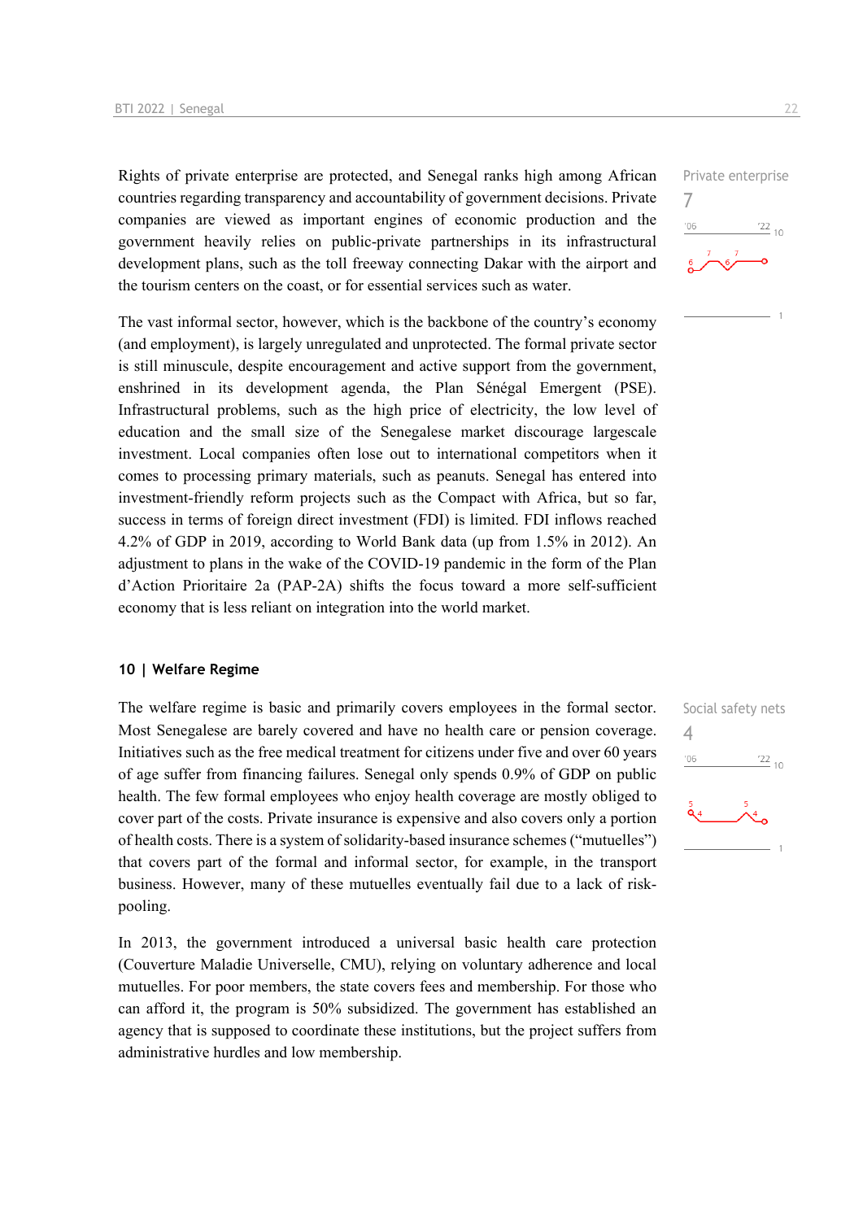Rights of private enterprise are protected, and Senegal ranks high among African countries regarding transparency and accountability of government decisions. Private companies are viewed as important engines of economic production and the government heavily relies on public-private partnerships in its infrastructural development plans, such as the toll freeway connecting Dakar with the airport and the tourism centers on the coast, or for essential services such as water.

Private enterprise
7

The vast informal sector, however, which is the backbone of the country's economy (and employment), is largely unregulated and unprotected. The formal private sector is still minuscule, despite encouragement and active support from the government, enshrined in its development agenda, the Plan Sénégal Emergent (PSE). Infrastructural problems, such as the high price of electricity, the low level of education and the small size of the Senegalese market discourage largescale investment. Local companies often lose out to international competitors when it comes to processing primary materials, such as peanuts. Senegal has entered into investment-friendly reform projects such as the Compact with Africa, but so far, success in terms of foreign direct investment (FDI) is limited. FDI inflows reached 4.2% of GDP in 2019, according to World Bank data (up from 1.5% in 2012). An adjustment to plans in the wake of the COVID-19 pandemic in the form of the Plan d'Action Prioritaire 2a (PAP-2A) shifts the focus toward a more self-sufficient economy that is less reliant on integration into the world market.

## 10 | Welfare Regime

The welfare regime is basic and primarily covers employees in the formal sector. Most Senegalese are barely covered and have no health care or pension coverage. Initiatives such as the free medical treatment for citizens under five and over 60 years of age suffer from financing failures. Senegal only spends 0.9% of GDP on public health. The few formal employees who enjoy health coverage are mostly obliged to cover part of the costs. Private insurance is expensive and also covers only a portion of health costs. There is a system of solidarity-based insurance schemes ("mutuelles") that covers part of the formal and informal sector, for example, in the transport business. However, many of these mutuelles eventually fail due to a lack of risk-pooling.

Social safety nets
4

In 2013, the government introduced a universal basic health care protection (Couverture Maladie Universelle, CMU), relying on voluntary adherence and local mutuelles. For poor members, the state covers fees and membership. For those who can afford it, the program is 50% subsidized. The government has established an agency that is supposed to coordinate these institutions, but the project suffers from administrative hurdles and low membership.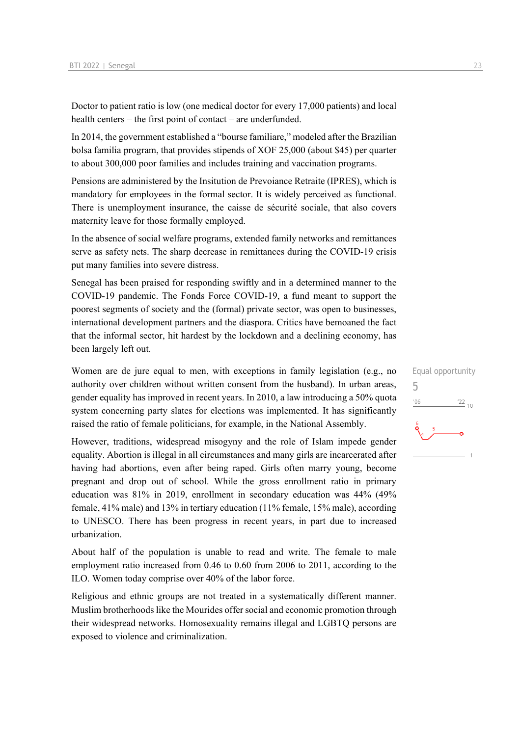Doctor to patient ratio is low (one medical doctor for every 17,000 patients) and local health centers – the first point of contact – are underfunded.

In 2014, the government established a "bourse familiare," modeled after the Brazilian bolsa familia program, that provides stipends of XOF 25,000 (about $45) per quarter to about 300,000 poor families and includes training and vaccination programs.

Pensions are administered by the Insitution de Prevoiance Retraite (IPRES), which is mandatory for employees in the formal sector. It is widely perceived as functional. There is unemployment insurance, the caisse de sécurité sociale, that also covers maternity leave for those formally employed.

In the absence of social welfare programs, extended family networks and remittances serve as safety nets. The sharp decrease in remittances during the COVID-19 crisis put many families into severe distress.

Senegal has been praised for responding swiftly and in a determined manner to the COVID-19 pandemic. The Fonds Force COVID-19, a fund meant to support the poorest segments of society and the (formal) private sector, was open to businesses, international development partners and the diaspora. Critics have bemoaned the fact that the informal sector, hit hardest by the lockdown and a declining economy, has been largely left out.

Equal opportunity
5

Women are de jure equal to men, with exceptions in family legislation (e.g., no authority over children without written consent from the husband). In urban areas, gender equality has improved in recent years. In 2010, a law introducing a 50% quota system concerning party slates for elections was implemented. It has significantly raised the ratio of female politicians, for example, in the National Assembly.

However, traditions, widespread misogyny and the role of Islam impede gender equality. Abortion is illegal in all circumstances and many girls are incarcerated after having had abortions, even after being raped. Girls often marry young, become pregnant and drop out of school. While the gross enrollment ratio in primary education was 81% in 2019, enrollment in secondary education was 44% (49% female, 41% male) and 13% in tertiary education (11% female, 15% male), according to UNESCO. There has been progress in recent years, in part due to increased urbanization.

About half of the population is unable to read and write. The female to male employment ratio increased from 0.46 to 0.60 from 2006 to 2011, according to the ILO. Women today comprise over 40% of the labor force.

Religious and ethnic groups are not treated in a systematically different manner. Muslim brotherhoods like the Mourides offer social and economic promotion through their widespread networks. Homosexuality remains illegal and LGBTQ persons are exposed to violence and criminalization.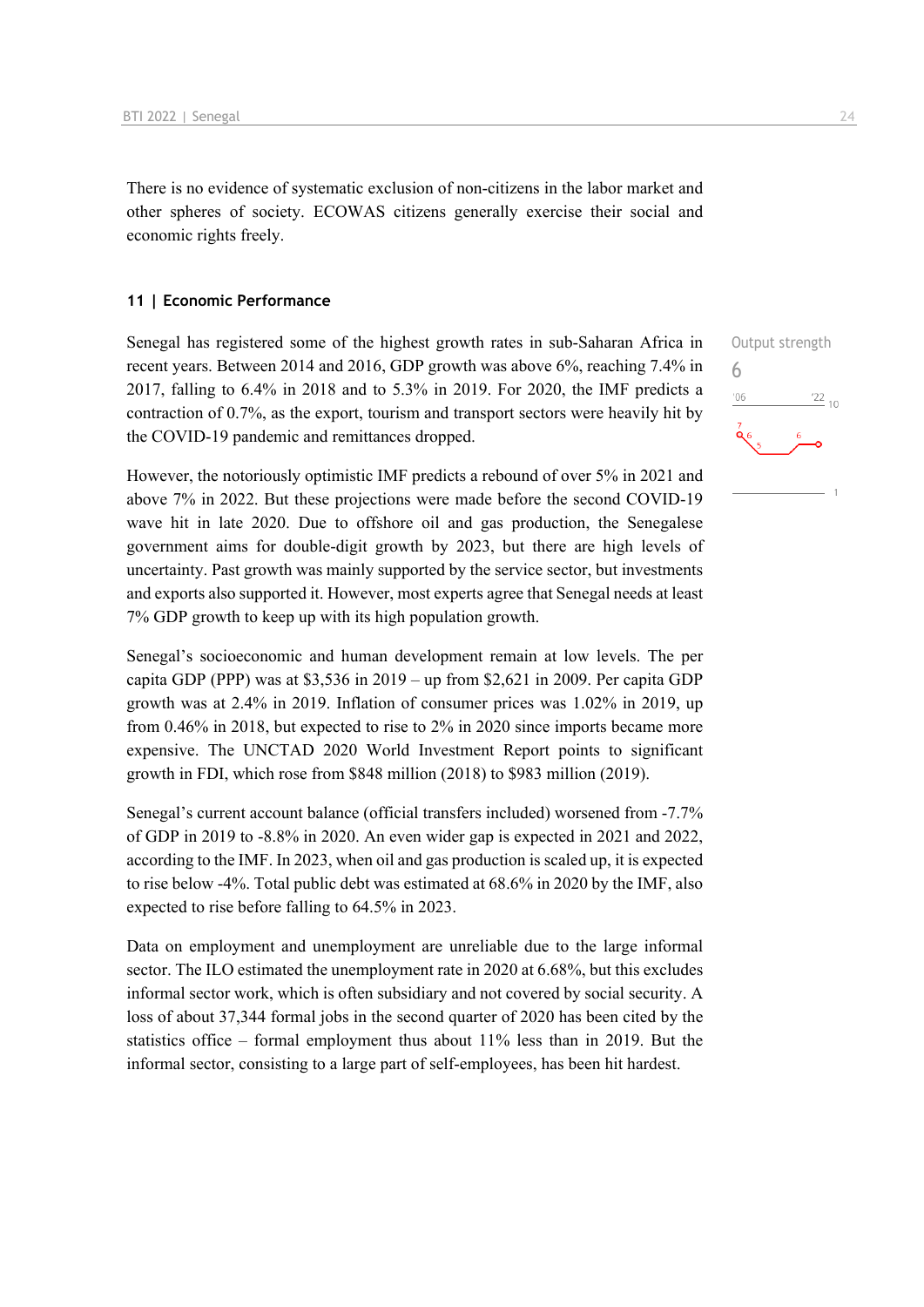There is no evidence of systematic exclusion of non-citizens in the labor market and other spheres of society. ECOWAS citizens generally exercise their social and economic rights freely.

### 11 | Economic Performance

Output strength
6

Senegal has registered some of the highest growth rates in sub-Saharan Africa in recent years. Between 2014 and 2016, GDP growth was above 6%, reaching 7.4% in 2017, falling to 6.4% in 2018 and to 5.3% in 2019. For 2020, the IMF predicts a contraction of 0.7%, as the export, tourism and transport sectors were heavily hit by the COVID-19 pandemic and remittances dropped.

However, the notoriously optimistic IMF predicts a rebound of over 5% in 2021 and above 7% in 2022. But these projections were made before the second COVID-19 wave hit in late 2020. Due to offshore oil and gas production, the Senegalese government aims for double-digit growth by 2023, but there are high levels of uncertainty. Past growth was mainly supported by the service sector, but investments and exports also supported it. However, most experts agree that Senegal needs at least 7% GDP growth to keep up with its high population growth.

Senegal's socioeconomic and human development remain at low levels. The per capita GDP (PPP) was at $3,536 in 2019 – up from $2,621 in 2009. Per capita GDP growth was at 2.4% in 2019. Inflation of consumer prices was 1.02% in 2019, up from 0.46% in 2018, but expected to rise to 2% in 2020 since imports became more expensive. The UNCTAD 2020 World Investment Report points to significant growth in FDI, which rose from $848 million (2018) to $983 million (2019).

Senegal's current account balance (official transfers included) worsened from -7.7% of GDP in 2019 to -8.8% in 2020. An even wider gap is expected in 2021 and 2022, according to the IMF. In 2023, when oil and gas production is scaled up, it is expected to rise below -4%. Total public debt was estimated at 68.6% in 2020 by the IMF, also expected to rise before falling to 64.5% in 2023.

Data on employment and unemployment are unreliable due to the large informal sector. The ILO estimated the unemployment rate in 2020 at 6.68%, but this excludes informal sector work, which is often subsidiary and not covered by social security. A loss of about 37,344 formal jobs in the second quarter of 2020 has been cited by the statistics office – formal employment thus about 11% less than in 2019. But the informal sector, consisting to a large part of self-employees, has been hit hardest.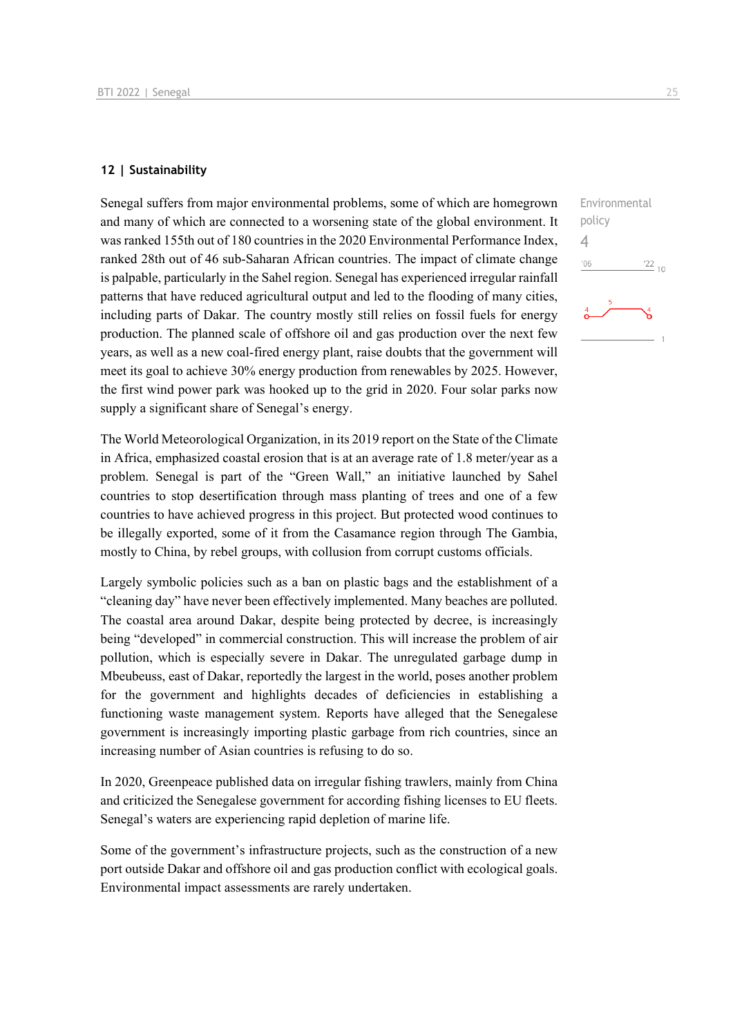#### 12 | Sustainability

Environmental policy
4

Senegal suffers from major environmental problems, some of which are homegrown and many of which are connected to a worsening state of the global environment. It was ranked 155th out of 180 countries in the 2020 Environmental Performance Index, ranked 28th out of 46 sub-Saharan African countries. The impact of climate change is palpable, particularly in the Sahel region. Senegal has experienced irregular rainfall patterns that have reduced agricultural output and led to the flooding of many cities, including parts of Dakar. The country mostly still relies on fossil fuels for energy production. The planned scale of offshore oil and gas production over the next few years, as well as a new coal-fired energy plant, raise doubts that the government will meet its goal to achieve 30% energy production from renewables by 2025. However, the first wind power park was hooked up to the grid in 2020. Four solar parks now supply a significant share of Senegal's energy.

The World Meteorological Organization, in its 2019 report on the State of the Climate in Africa, emphasized coastal erosion that is at an average rate of 1.8 meter/year as a problem. Senegal is part of the "Green Wall," an initiative launched by Sahel countries to stop desertification through mass planting of trees and one of a few countries to have achieved progress in this project. But protected wood continues to be illegally exported, some of it from the Casamance region through The Gambia, mostly to China, by rebel groups, with collusion from corrupt customs officials.

Largely symbolic policies such as a ban on plastic bags and the establishment of a "cleaning day" have never been effectively implemented. Many beaches are polluted. The coastal area around Dakar, despite being protected by decree, is increasingly being "developed" in commercial construction. This will increase the problem of air pollution, which is especially severe in Dakar. The unregulated garbage dump in Mbeubeuss, east of Dakar, reportedly the largest in the world, poses another problem for the government and highlights decades of deficiencies in establishing a functioning waste management system. Reports have alleged that the Senegalese government is increasingly importing plastic garbage from rich countries, since an increasing number of Asian countries is refusing to do so.

In 2020, Greenpeace published data on irregular fishing trawlers, mainly from China and criticized the Senegalese government for according fishing licenses to EU fleets. Senegal's waters are experiencing rapid depletion of marine life.

Some of the government's infrastructure projects, such as the construction of a new port outside Dakar and offshore oil and gas production conflict with ecological goals. Environmental impact assessments are rarely undertaken.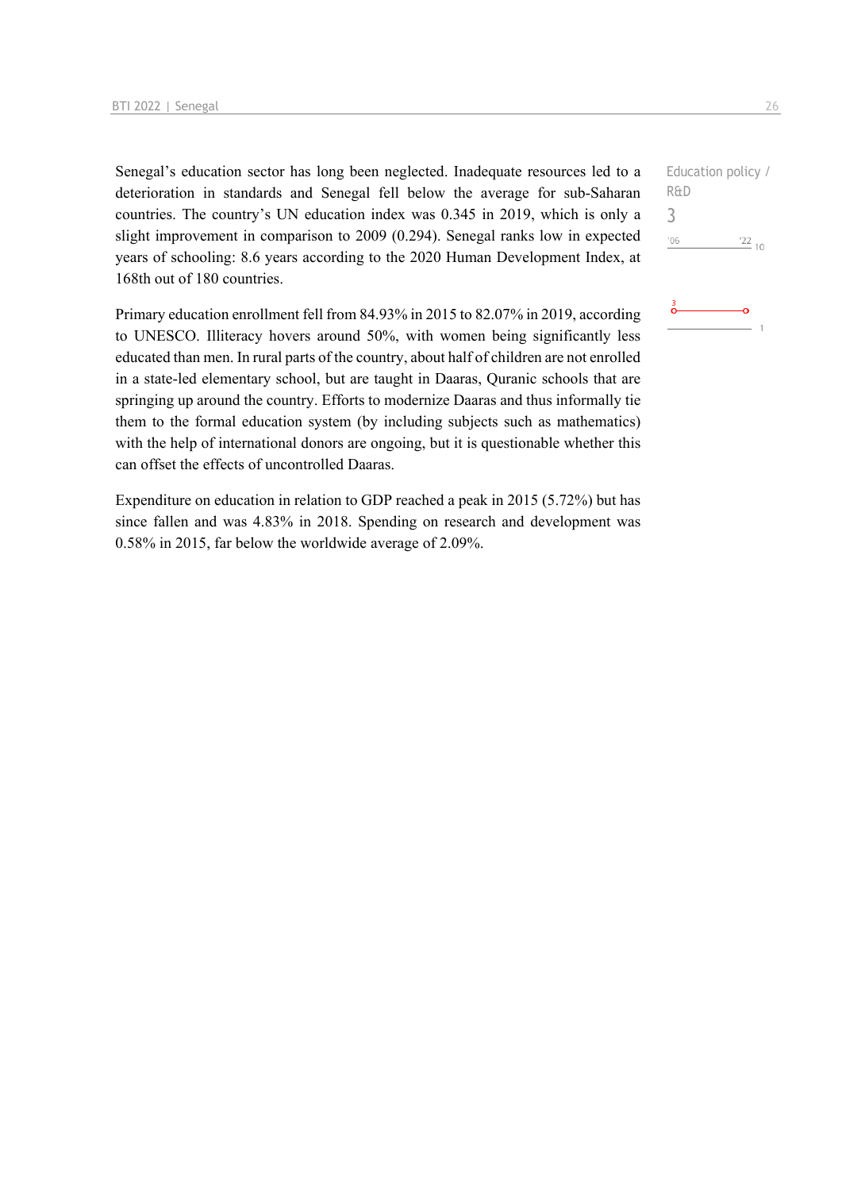Senegal's education sector has long been neglected. Inadequate resources led to a deterioration in standards and Senegal fell below the average for sub-Saharan countries. The country's UN education index was 0.345 in 2019, which is only a slight improvement in comparison to 2009 (0.294). Senegal ranks low in expected years of schooling: 8.6 years according to the 2020 Human Development Index, at 168th out of 180 countries.

Education policy / R&D

3

Primary education enrollment fell from 84.93% in 2015 to 82.07% in 2019, according to UNESCO. Illiteracy hovers around 50%, with women being significantly less educated than men. In rural parts of the country, about half of children are not enrolled in a state-led elementary school, but are taught in Daaras, Quranic schools that are springing up around the country. Efforts to modernize Daaras and thus informally tie them to the formal education system (by including subjects such as mathematics) with the help of international donors are ongoing, but it is questionable whether this can offset the effects of uncontrolled Daaras.

Expenditure on education in relation to GDP reached a peak in 2015 (5.72%) but has since fallen and was 4.83% in 2018. Spending on research and development was 0.58% in 2015, far below the worldwide average of 2.09%.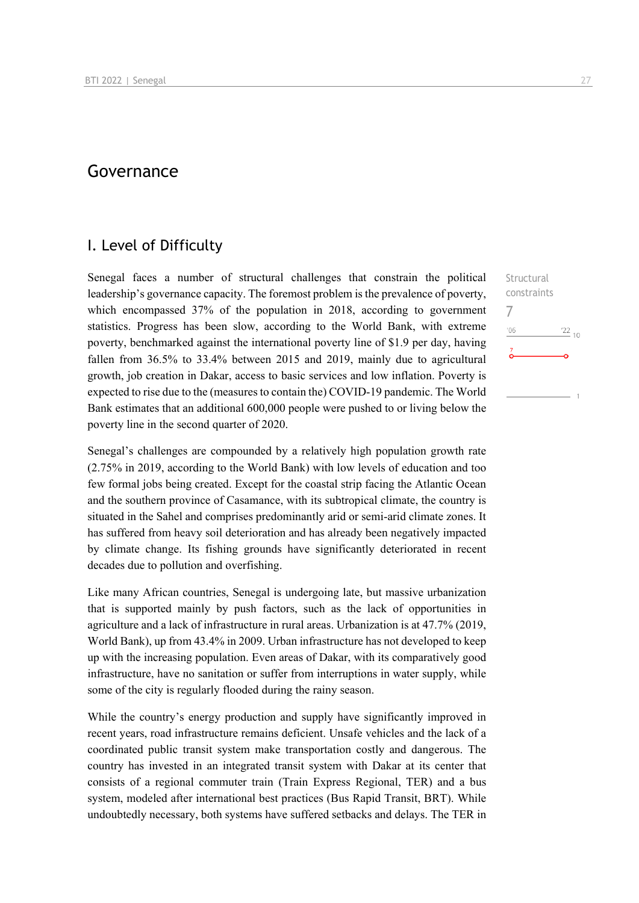# Governance

## I. Level of Difficulty

Structural constraints

7

Senegal faces a number of structural challenges that constrain the political leadership's governance capacity. The foremost problem is the prevalence of poverty, which encompassed 37% of the population in 2018, according to government statistics. Progress has been slow, according to the World Bank, with extreme poverty, benchmarked against the international poverty line of $1.9 per day, having fallen from 36.5% to 33.4% between 2015 and 2019, mainly due to agricultural growth, job creation in Dakar, access to basic services and low inflation. Poverty is expected to rise due to the (measures to contain the) COVID-19 pandemic. The World Bank estimates that an additional 600,000 people were pushed to or living below the poverty line in the second quarter of 2020.

Senegal's challenges are compounded by a relatively high population growth rate (2.75% in 2019, according to the World Bank) with low levels of education and too few formal jobs being created. Except for the coastal strip facing the Atlantic Ocean and the southern province of Casamance, with its subtropical climate, the country is situated in the Sahel and comprises predominantly arid or semi-arid climate zones. It has suffered from heavy soil deterioration and has already been negatively impacted by climate change. Its fishing grounds have significantly deteriorated in recent decades due to pollution and overfishing.

Like many African countries, Senegal is undergoing late, but massive urbanization that is supported mainly by push factors, such as the lack of opportunities in agriculture and a lack of infrastructure in rural areas. Urbanization is at 47.7% (2019, World Bank), up from 43.4% in 2009. Urban infrastructure has not developed to keep up with the increasing population. Even areas of Dakar, with its comparatively good infrastructure, have no sanitation or suffer from interruptions in water supply, while some of the city is regularly flooded during the rainy season.

While the country's energy production and supply have significantly improved in recent years, road infrastructure remains deficient. Unsafe vehicles and the lack of a coordinated public transit system make transportation costly and dangerous. The country has invested in an integrated transit system with Dakar at its center that consists of a regional commuter train (Train Express Regional, TER) and a bus system, modeled after international best practices (Bus Rapid Transit, BRT). While undoubtedly necessary, both systems have suffered setbacks and delays. The TER in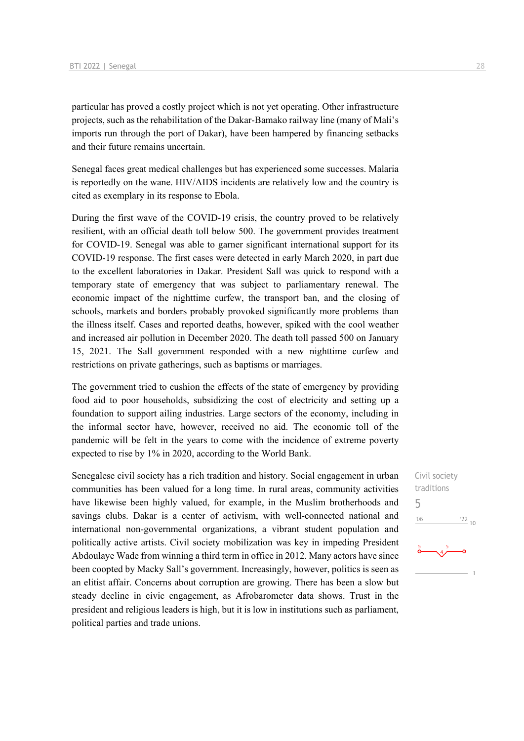particular has proved a costly project which is not yet operating. Other infrastructure projects, such as the rehabilitation of the Dakar-Bamako railway line (many of Mali's imports run through the port of Dakar), have been hampered by financing setbacks and their future remains uncertain.

Senegal faces great medical challenges but has experienced some successes. Malaria is reportedly on the wane. HIV/AIDS incidents are relatively low and the country is cited as exemplary in its response to Ebola.

During the first wave of the COVID-19 crisis, the country proved to be relatively resilient, with an official death toll below 500. The government provides treatment for COVID-19. Senegal was able to garner significant international support for its COVID-19 response. The first cases were detected in early March 2020, in part due to the excellent laboratories in Dakar. President Sall was quick to respond with a temporary state of emergency that was subject to parliamentary renewal. The economic impact of the nighttime curfew, the transport ban, and the closing of schools, markets and borders probably provoked significantly more problems than the illness itself. Cases and reported deaths, however, spiked with the cool weather and increased air pollution in December 2020. The death toll passed 500 on January 15, 2021. The Sall government responded with a new nighttime curfew and restrictions on private gatherings, such as baptisms or marriages.

The government tried to cushion the effects of the state of emergency by providing food aid to poor households, subsidizing the cost of electricity and setting up a foundation to support ailing industries. Large sectors of the economy, including in the informal sector have, however, received no aid. The economic toll of the pandemic will be felt in the years to come with the incidence of extreme poverty expected to rise by 1% in 2020, according to the World Bank.

Civil society traditions

5

Senegalese civil society has a rich tradition and history. Social engagement in urban communities has been valued for a long time. In rural areas, community activities have likewise been highly valued, for example, in the Muslim brotherhoods and savings clubs. Dakar is a center of activism, with well-connected national and international non-governmental organizations, a vibrant student population and politically active artists. Civil society mobilization was key in impeding President Abdoulaye Wade from winning a third term in office in 2012. Many actors have since been coopted by Macky Sall's government. Increasingly, however, politics is seen as an elitist affair. Concerns about corruption are growing. There has been a slow but steady decline in civic engagement, as Afrobarometer data shows. Trust in the president and religious leaders is high, but it is low in institutions such as parliament, political parties and trade unions.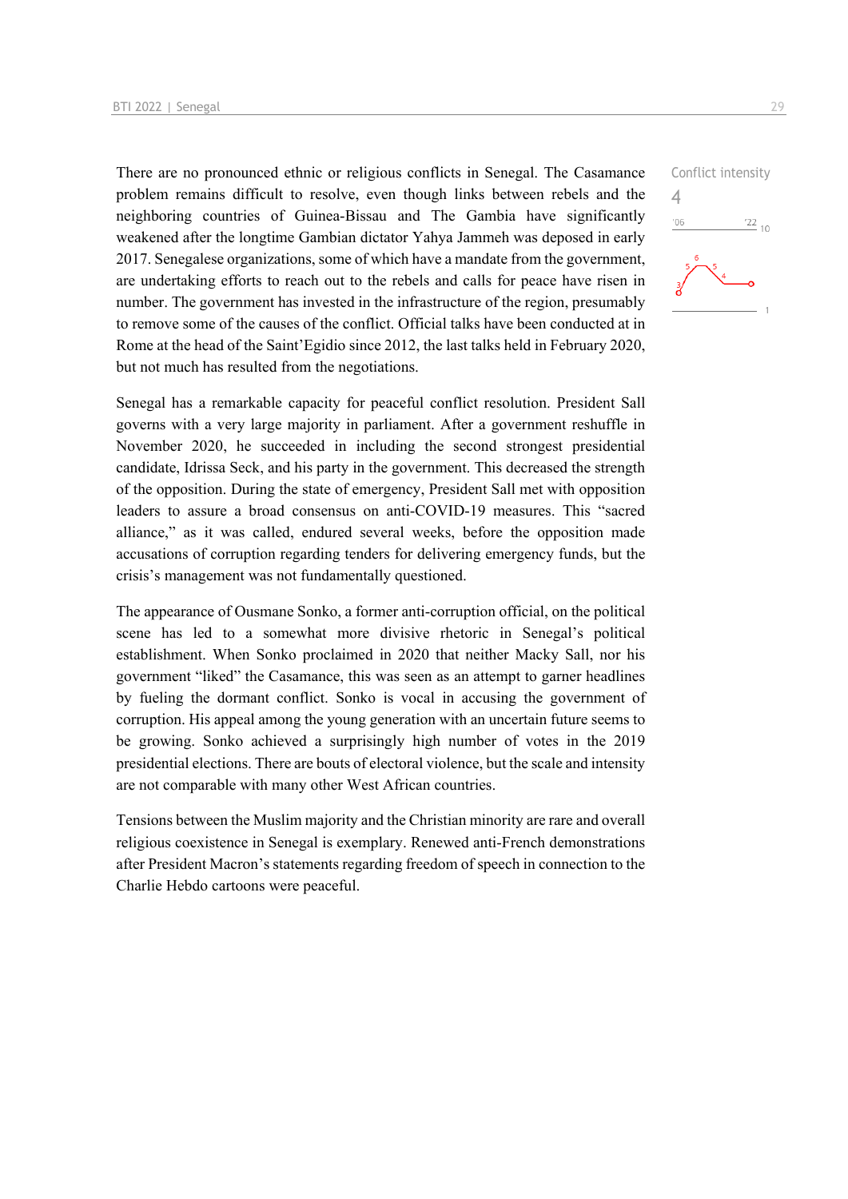There are no pronounced ethnic or religious conflicts in Senegal. The Casamance problem remains difficult to resolve, even though links between rebels and the neighboring countries of Guinea-Bissau and The Gambia have significantly weakened after the longtime Gambian dictator Yahya Jammeh was deposed in early 2017. Senegalese organizations, some of which have a mandate from the government, are undertaking efforts to reach out to the rebels and calls for peace have risen in number. The government has invested in the infrastructure of the region, presumably to remove some of the causes of the conflict. Official talks have been conducted at in Rome at the head of the Saint'Egidio since 2012, the last talks held in February 2020, but not much has resulted from the negotiations.

Conflict intensity
4

Senegal has a remarkable capacity for peaceful conflict resolution. President Sall governs with a very large majority in parliament. After a government reshuffle in November 2020, he succeeded in including the second strongest presidential candidate, Idrissa Seck, and his party in the government. This decreased the strength of the opposition. During the state of emergency, President Sall met with opposition leaders to assure a broad consensus on anti-COVID-19 measures. This "sacred alliance," as it was called, endured several weeks, before the opposition made accusations of corruption regarding tenders for delivering emergency funds, but the crisis's management was not fundamentally questioned.

The appearance of Ousmane Sonko, a former anti-corruption official, on the political scene has led to a somewhat more divisive rhetoric in Senegal's political establishment. When Sonko proclaimed in 2020 that neither Macky Sall, nor his government "liked" the Casamance, this was seen as an attempt to garner headlines by fueling the dormant conflict. Sonko is vocal in accusing the government of corruption. His appeal among the young generation with an uncertain future seems to be growing. Sonko achieved a surprisingly high number of votes in the 2019 presidential elections. There are bouts of electoral violence, but the scale and intensity are not comparable with many other West African countries.

Tensions between the Muslim majority and the Christian minority are rare and overall religious coexistence in Senegal is exemplary. Renewed anti-French demonstrations after President Macron's statements regarding freedom of speech in connection to the Charlie Hebdo cartoons were peaceful.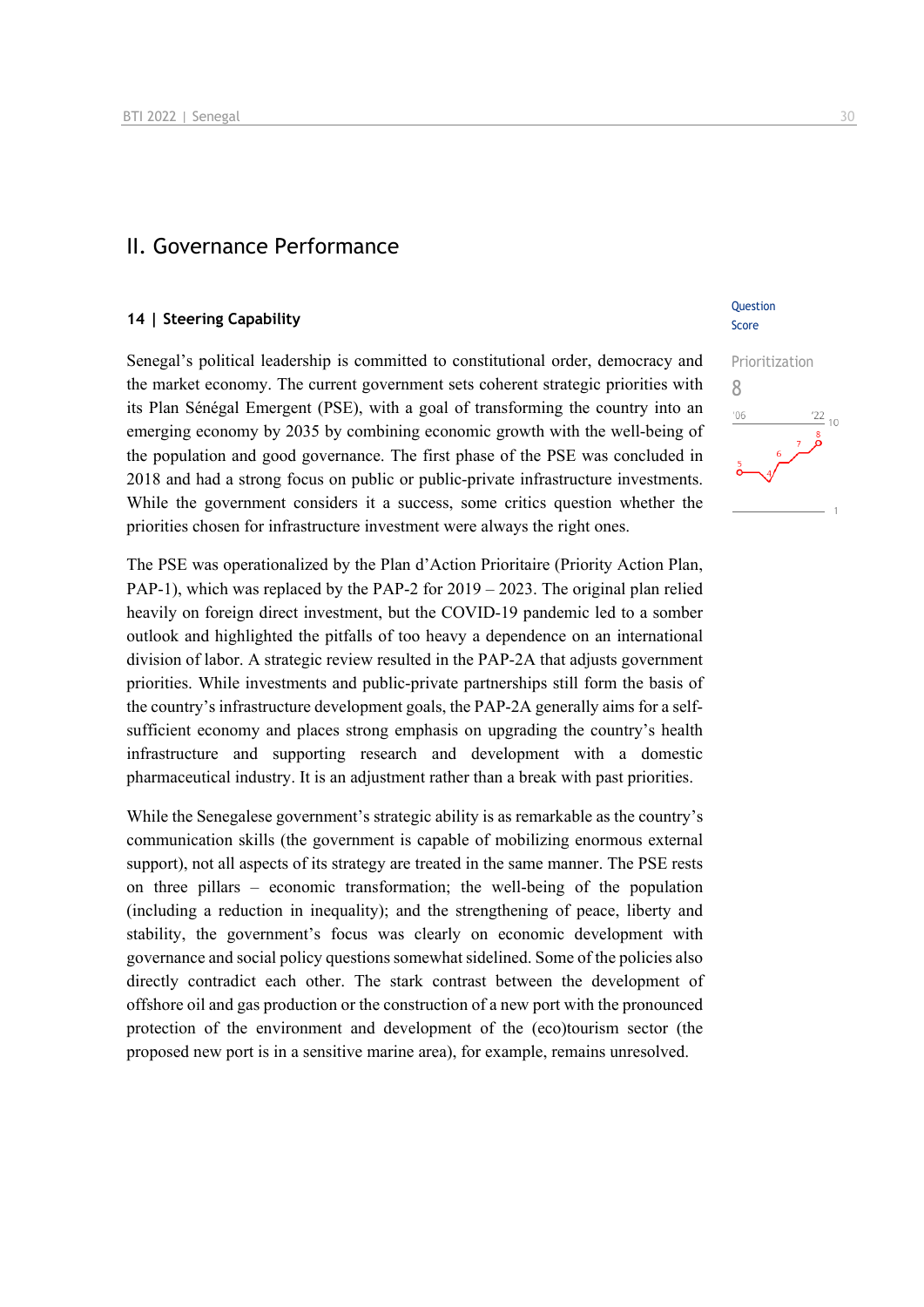## II. Governance Performance

### 14 | Steering Capability

Question Score

Prioritization

8

Senegal's political leadership is committed to constitutional order, democracy and the market economy. The current government sets coherent strategic priorities with its Plan Sénégal Emergent (PSE), with a goal of transforming the country into an emerging economy by 2035 by combining economic growth with the well-being of the population and good governance. The first phase of the PSE was concluded in 2018 and had a strong focus on public or public-private infrastructure investments. While the government considers it a success, some critics question whether the priorities chosen for infrastructure investment were always the right ones.

The PSE was operationalized by the Plan d'Action Prioritaire (Priority Action Plan, PAP-1), which was replaced by the PAP-2 for 2019 – 2023. The original plan relied heavily on foreign direct investment, but the COVID-19 pandemic led to a somber outlook and highlighted the pitfalls of too heavy a dependence on an international division of labor. A strategic review resulted in the PAP-2A that adjusts government priorities. While investments and public-private partnerships still form the basis of the country's infrastructure development goals, the PAP-2A generally aims for a self-sufficient economy and places strong emphasis on upgrading the country's health infrastructure and supporting research and development with a domestic pharmaceutical industry. It is an adjustment rather than a break with past priorities.

While the Senegalese government's strategic ability is as remarkable as the country's communication skills (the government is capable of mobilizing enormous external support), not all aspects of its strategy are treated in the same manner. The PSE rests on three pillars – economic transformation; the well-being of the population (including a reduction in inequality); and the strengthening of peace, liberty and stability, the government's focus was clearly on economic development with governance and social policy questions somewhat sidelined. Some of the policies also directly contradict each other. The stark contrast between the development of offshore oil and gas production or the construction of a new port with the pronounced protection of the environment and development of the (eco)tourism sector (the proposed new port is in a sensitive marine area), for example, remains unresolved.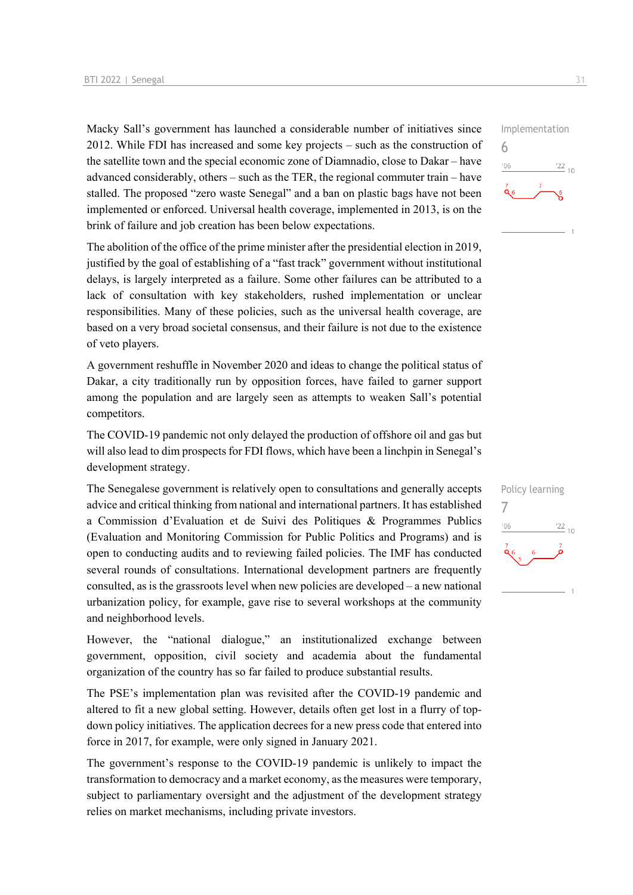Macky Sall's government has launched a considerable number of initiatives since 2012. While FDI has increased and some key projects – such as the construction of the satellite town and the special economic zone of Diamnadio, close to Dakar – have advanced considerably, others – such as the TER, the regional commuter train – have stalled. The proposed "zero waste Senegal" and a ban on plastic bags have not been implemented or enforced. Universal health coverage, implemented in 2013, is on the brink of failure and job creation has been below expectations.

Implementation
6

The abolition of the office of the prime minister after the presidential election in 2019, justified by the goal of establishing of a "fast track" government without institutional delays, is largely interpreted as a failure. Some other failures can be attributed to a lack of consultation with key stakeholders, rushed implementation or unclear responsibilities. Many of these policies, such as the universal health coverage, are based on a very broad societal consensus, and their failure is not due to the existence of veto players.

A government reshuffle in November 2020 and ideas to change the political status of Dakar, a city traditionally run by opposition forces, have failed to garner support among the population and are largely seen as attempts to weaken Sall's potential competitors.

The COVID-19 pandemic not only delayed the production of offshore oil and gas but will also lead to dim prospects for FDI flows, which have been a linchpin in Senegal's development strategy.

The Senegalese government is relatively open to consultations and generally accepts advice and critical thinking from national and international partners. It has established a Commission d'Evaluation et de Suivi des Politiques & Programmes Publics (Evaluation and Monitoring Commission for Public Politics and Programs) and is open to conducting audits and to reviewing failed policies. The IMF has conducted several rounds of consultations. International development partners are frequently consulted, as is the grassroots level when new policies are developed – a new national urbanization policy, for example, gave rise to several workshops at the community and neighborhood levels.

Policy learning
7

However, the "national dialogue," an institutionalized exchange between government, opposition, civil society and academia about the fundamental organization of the country has so far failed to produce substantial results.

The PSE's implementation plan was revisited after the COVID-19 pandemic and altered to fit a new global setting. However, details often get lost in a flurry of top-down policy initiatives. The application decrees for a new press code that entered into force in 2017, for example, were only signed in January 2021.

The government's response to the COVID-19 pandemic is unlikely to impact the transformation to democracy and a market economy, as the measures were temporary, subject to parliamentary oversight and the adjustment of the development strategy relies on market mechanisms, including private investors.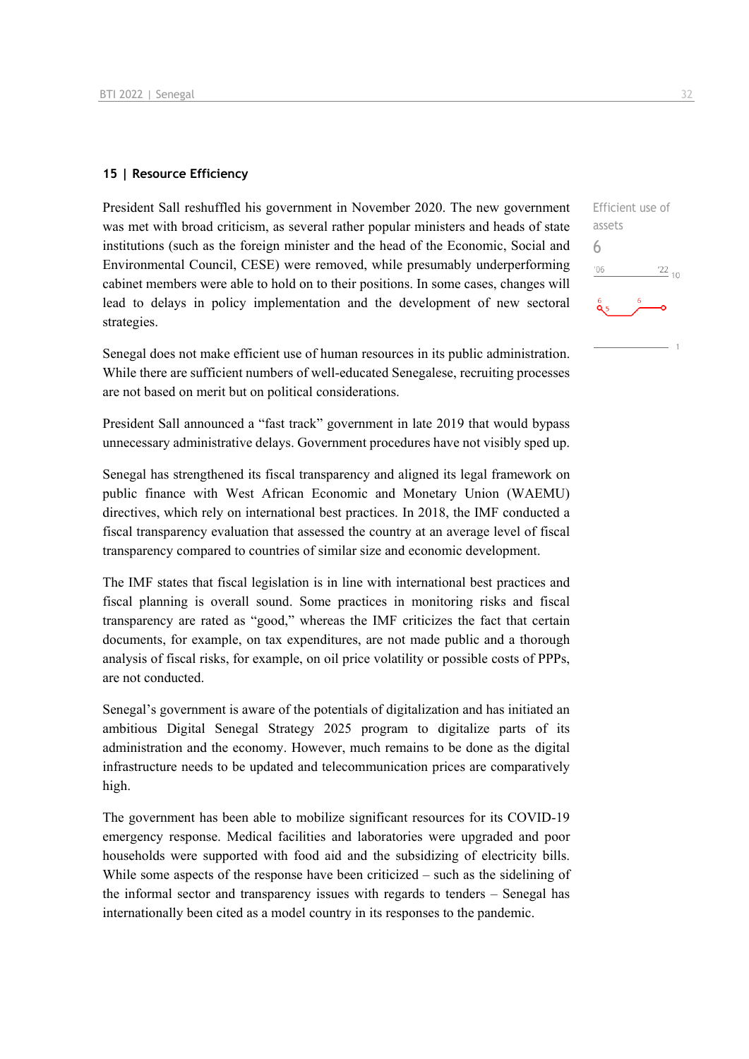## 15 | Resource Efficiency

President Sall reshuffled his government in November 2020. The new government was met with broad criticism, as several rather popular ministers and heads of state institutions (such as the foreign minister and the head of the Economic, Social and Environmental Council, CESE) were removed, while presumably underperforming cabinet members were able to hold on to their positions. In some cases, changes will lead to delays in policy implementation and the development of new sectoral strategies.

Efficient use of assets
6

Senegal does not make efficient use of human resources in its public administration. While there are sufficient numbers of well-educated Senegalese, recruiting processes are not based on merit but on political considerations.

President Sall announced a "fast track" government in late 2019 that would bypass unnecessary administrative delays. Government procedures have not visibly sped up.

Senegal has strengthened its fiscal transparency and aligned its legal framework on public finance with West African Economic and Monetary Union (WAEMU) directives, which rely on international best practices. In 2018, the IMF conducted a fiscal transparency evaluation that assessed the country at an average level of fiscal transparency compared to countries of similar size and economic development.

The IMF states that fiscal legislation is in line with international best practices and fiscal planning is overall sound. Some practices in monitoring risks and fiscal transparency are rated as "good," whereas the IMF criticizes the fact that certain documents, for example, on tax expenditures, are not made public and a thorough analysis of fiscal risks, for example, on oil price volatility or possible costs of PPPs, are not conducted.

Senegal's government is aware of the potentials of digitalization and has initiated an ambitious Digital Senegal Strategy 2025 program to digitalize parts of its administration and the economy. However, much remains to be done as the digital infrastructure needs to be updated and telecommunication prices are comparatively high.

The government has been able to mobilize significant resources for its COVID-19 emergency response. Medical facilities and laboratories were upgraded and poor households were supported with food aid and the subsidizing of electricity bills. While some aspects of the response have been criticized – such as the sidelining of the informal sector and transparency issues with regards to tenders – Senegal has internationally been cited as a model country in its responses to the pandemic.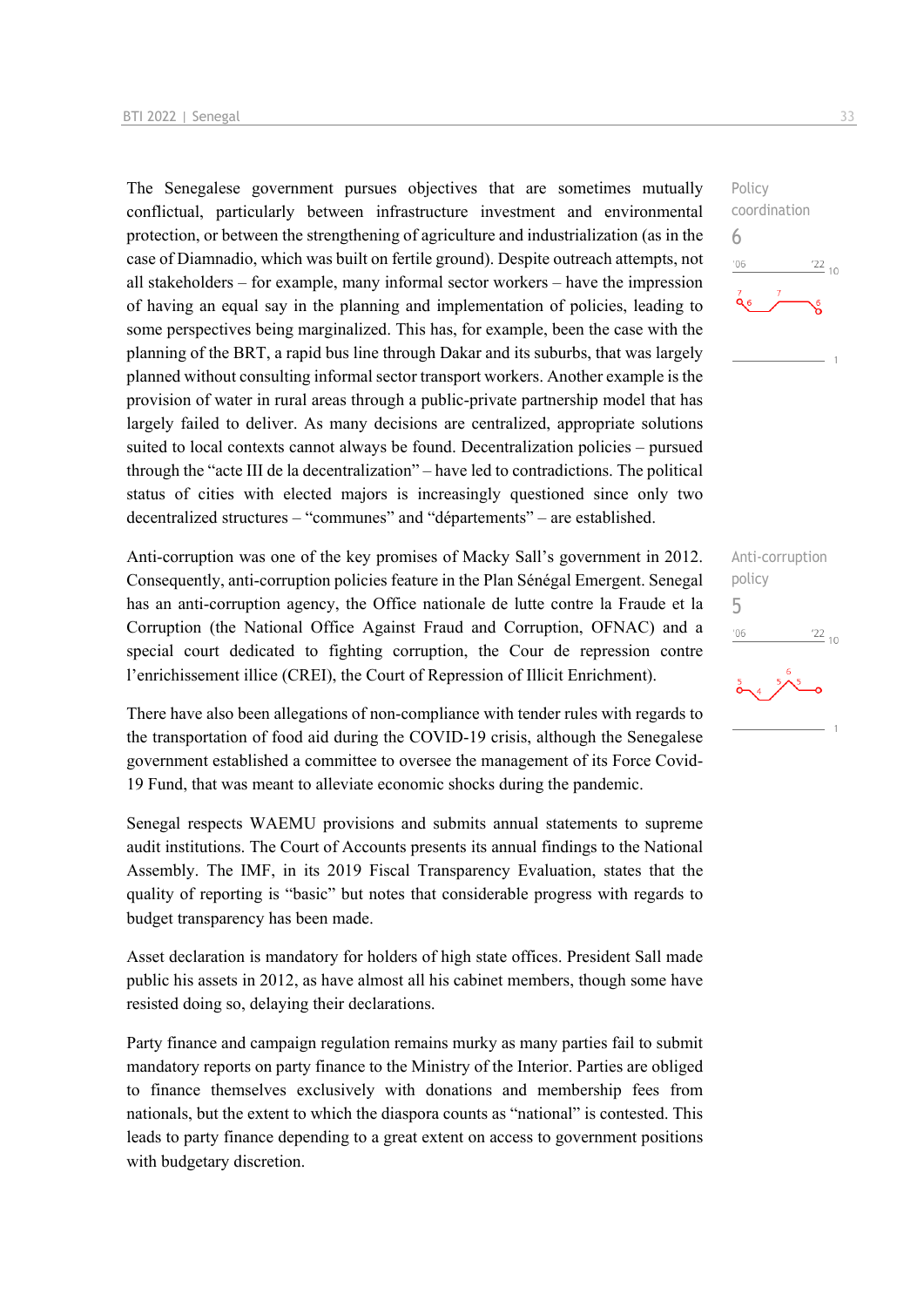The Senegalese government pursues objectives that are sometimes mutually conflictual, particularly between infrastructure investment and environmental protection, or between the strengthening of agriculture and industrialization (as in the case of Diamnadio, which was built on fertile ground). Despite outreach attempts, not all stakeholders – for example, many informal sector workers – have the impression of having an equal say in the planning and implementation of policies, leading to some perspectives being marginalized. This has, for example, been the case with the planning of the BRT, a rapid bus line through Dakar and its suburbs, that was largely planned without consulting informal sector transport workers. Another example is the provision of water in rural areas through a public-private partnership model that has largely failed to deliver. As many decisions are centralized, appropriate solutions suited to local contexts cannot always be found. Decentralization policies – pursued through the "acte III de la decentralization" – have led to contradictions. The political status of cities with elected majors is increasingly questioned since only two decentralized structures – "communes" and "départements" – are established.

Policy coordination
6

Anti-corruption was one of the key promises of Macky Sall's government in 2012. Consequently, anti-corruption policies feature in the Plan Sénégal Emergent. Senegal has an anti-corruption agency, the Office nationale de lutte contre la Fraude et la Corruption (the National Office Against Fraud and Corruption, OFNAC) and a special court dedicated to fighting corruption, the Cour de repression contre l'enrichissement illice (CREI), the Court of Repression of Illicit Enrichment).

Anti-corruption policy
5

There have also been allegations of non-compliance with tender rules with regards to the transportation of food aid during the COVID-19 crisis, although the Senegalese government established a committee to oversee the management of its Force Covid-19 Fund, that was meant to alleviate economic shocks during the pandemic.

Senegal respects WAEMU provisions and submits annual statements to supreme audit institutions. The Court of Accounts presents its annual findings to the National Assembly. The IMF, in its 2019 Fiscal Transparency Evaluation, states that the quality of reporting is "basic" but notes that considerable progress with regards to budget transparency has been made.

Asset declaration is mandatory for holders of high state offices. President Sall made public his assets in 2012, as have almost all his cabinet members, though some have resisted doing so, delaying their declarations.

Party finance and campaign regulation remains murky as many parties fail to submit mandatory reports on party finance to the Ministry of the Interior. Parties are obliged to finance themselves exclusively with donations and membership fees from nationals, but the extent to which the diaspora counts as "national" is contested. This leads to party finance depending to a great extent on access to government positions with budgetary discretion.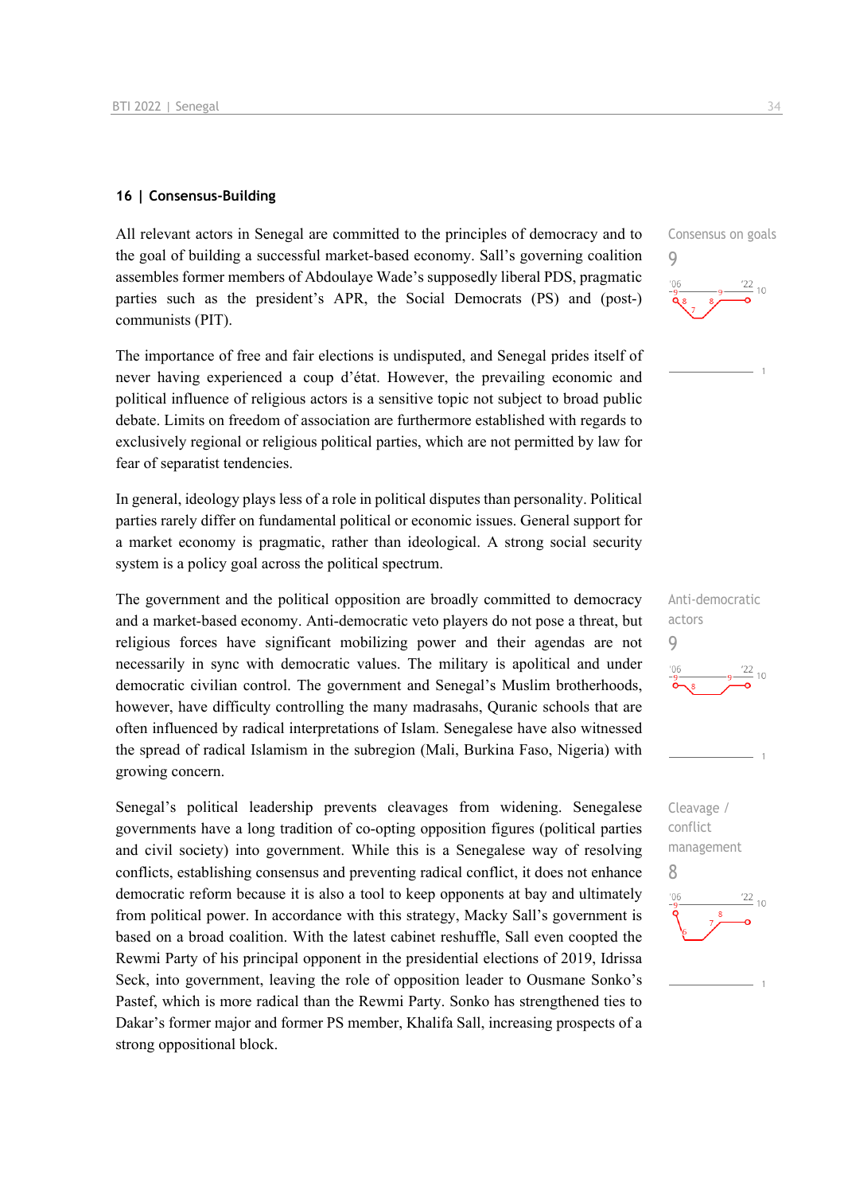## 16 | Consensus-Building

Consensus on goals

9

All relevant actors in Senegal are committed to the principles of democracy and to the goal of building a successful market-based economy. Sall's governing coalition assembles former members of Abdoulaye Wade's supposedly liberal PDS, pragmatic parties such as the president's APR, the Social Democrats (PS) and (post-) communists (PIT).

The importance of free and fair elections is undisputed, and Senegal prides itself of never having experienced a coup d'état. However, the prevailing economic and political influence of religious actors is a sensitive topic not subject to broad public debate. Limits on freedom of association are furthermore established with regards to exclusively regional or religious political parties, which are not permitted by law for fear of separatist tendencies.

In general, ideology plays less of a role in political disputes than personality. Political parties rarely differ on fundamental political or economic issues. General support for a market economy is pragmatic, rather than ideological. A strong social security system is a policy goal across the political spectrum.

Anti-democratic actors

9

The government and the political opposition are broadly committed to democracy and a market-based economy. Anti-democratic veto players do not pose a threat, but religious forces have significant mobilizing power and their agendas are not necessarily in sync with democratic values. The military is apolitical and under democratic civilian control. The government and Senegal's Muslim brotherhoods, however, have difficulty controlling the many madrasahs, Quranic schools that are often influenced by radical interpretations of Islam. Senegalese have also witnessed the spread of radical Islamism in the subregion (Mali, Burkina Faso, Nigeria) with growing concern.

Cleavage / conflict management

8

Senegal's political leadership prevents cleavages from widening. Senegalese governments have a long tradition of co-opting opposition figures (political parties and civil society) into government. While this is a Senegalese way of resolving conflicts, establishing consensus and preventing radical conflict, it does not enhance democratic reform because it is also a tool to keep opponents at bay and ultimately from political power. In accordance with this strategy, Macky Sall's government is based on a broad coalition. With the latest cabinet reshuffle, Sall even coopted the Rewmi Party of his principal opponent in the presidential elections of 2019, Idrissa Seck, into government, leaving the role of opposition leader to Ousmane Sonko's Pastef, which is more radical than the Rewmi Party. Sonko has strengthened ties to Dakar's former major and former PS member, Khalifa Sall, increasing prospects of a strong oppositional block.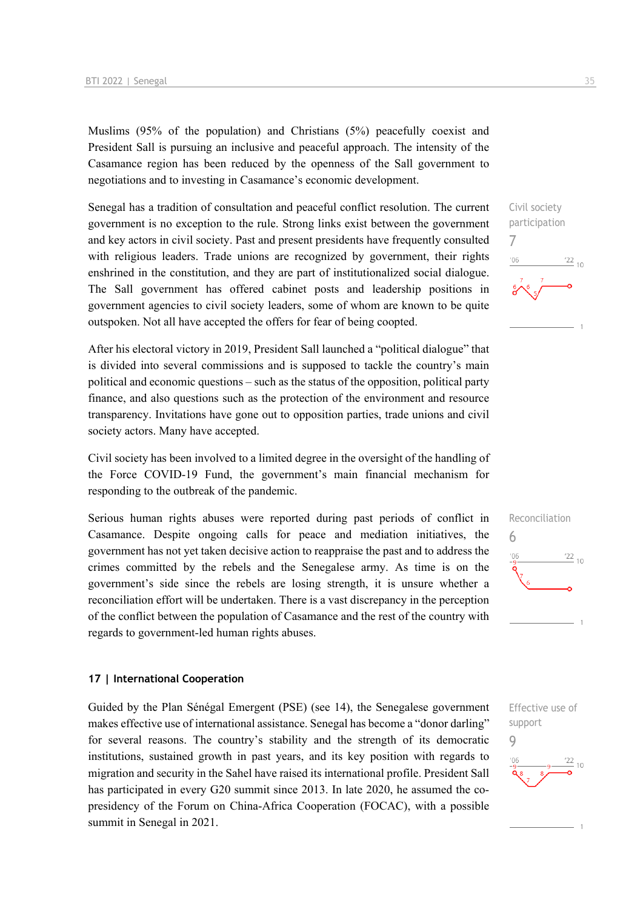Muslims (95% of the population) and Christians (5%) peacefully coexist and President Sall is pursuing an inclusive and peaceful approach. The intensity of the Casamance region has been reduced by the openness of the Sall government to negotiations and to investing in Casamance's economic development.

Civil society participation
7

Senegal has a tradition of consultation and peaceful conflict resolution. The current government is no exception to the rule. Strong links exist between the government and key actors in civil society. Past and present presidents have frequently consulted with religious leaders. Trade unions are recognized by government, their rights enshrined in the constitution, and they are part of institutionalized social dialogue. The Sall government has offered cabinet posts and leadership positions in government agencies to civil society leaders, some of whom are known to be quite outspoken. Not all have accepted the offers for fear of being coopted.

After his electoral victory in 2019, President Sall launched a "political dialogue" that is divided into several commissions and is supposed to tackle the country's main political and economic questions – such as the status of the opposition, political party finance, and also questions such as the protection of the environment and resource transparency. Invitations have gone out to opposition parties, trade unions and civil society actors. Many have accepted.

Civil society has been involved to a limited degree in the oversight of the handling of the Force COVID-19 Fund, the government's main financial mechanism for responding to the outbreak of the pandemic.

Reconciliation
6

Serious human rights abuses were reported during past periods of conflict in Casamance. Despite ongoing calls for peace and mediation initiatives, the government has not yet taken decisive action to reappraise the past and to address the crimes committed by the rebels and the Senegalese army. As time is on the government's side since the rebels are losing strength, it is unsure whether a reconciliation effort will be undertaken. There is a vast discrepancy in the perception of the conflict between the population of Casamance and the rest of the country with regards to government-led human rights abuses.

## 17 | International Cooperation

Effective use of support
9

Guided by the Plan Sénégal Emergent (PSE) (see 14), the Senegalese government makes effective use of international assistance. Senegal has become a "donor darling" for several reasons. The country's stability and the strength of its democratic institutions, sustained growth in past years, and its key position with regards to migration and security in the Sahel have raised its international profile. President Sall has participated in every G20 summit since 2013. In late 2020, he assumed the co-presidency of the Forum on China-Africa Cooperation (FOCAC), with a possible summit in Senegal in 2021.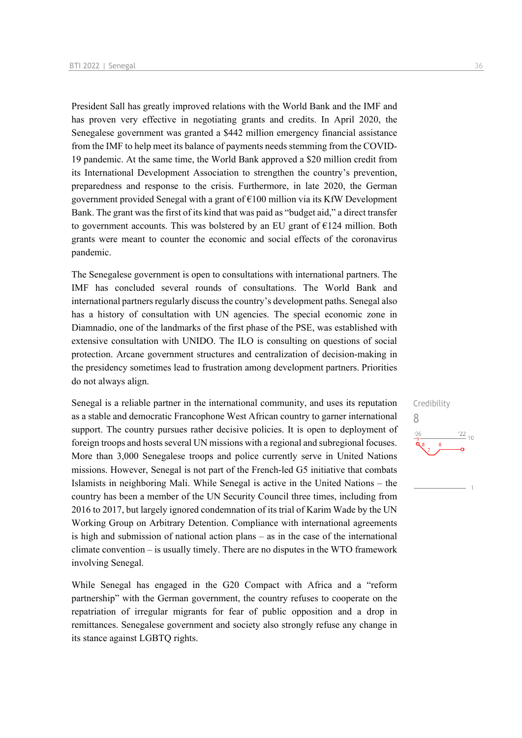President Sall has greatly improved relations with the World Bank and the IMF and has proven very effective in negotiating grants and credits. In April 2020, the Senegalese government was granted a $442 million emergency financial assistance from the IMF to help meet its balance of payments needs stemming from the COVID-19 pandemic. At the same time, the World Bank approved a $20 million credit from its International Development Association to strengthen the country's prevention, preparedness and response to the crisis. Furthermore, in late 2020, the German government provided Senegal with a grant of €100 million via its KfW Development Bank. The grant was the first of its kind that was paid as "budget aid," a direct transfer to government accounts. This was bolstered by an EU grant of €124 million. Both grants were meant to counter the economic and social effects of the coronavirus pandemic.

The Senegalese government is open to consultations with international partners. The IMF has concluded several rounds of consultations. The World Bank and international partners regularly discuss the country's development paths. Senegal also has a history of consultation with UN agencies. The special economic zone in Diamnadio, one of the landmarks of the first phase of the PSE, was established with extensive consultation with UNIDO. The ILO is consulting on questions of social protection. Arcane government structures and centralization of decision-making in the presidency sometimes lead to frustration among development partners. Priorities do not always align.

Credibility
8

Senegal is a reliable partner in the international community, and uses its reputation as a stable and democratic Francophone West African country to garner international support. The country pursues rather decisive policies. It is open to deployment of foreign troops and hosts several UN missions with a regional and subregional focuses. More than 3,000 Senegalese troops and police currently serve in United Nations missions. However, Senegal is not part of the French-led G5 initiative that combats Islamists in neighboring Mali. While Senegal is active in the United Nations – the country has been a member of the UN Security Council three times, including from 2016 to 2017, but largely ignored condemnation of its trial of Karim Wade by the UN Working Group on Arbitrary Detention. Compliance with international agreements is high and submission of national action plans – as in the case of the international climate convention – is usually timely. There are no disputes in the WTO framework involving Senegal.

While Senegal has engaged in the G20 Compact with Africa and a "reform partnership" with the German government, the country refuses to cooperate on the repatriation of irregular migrants for fear of public opposition and a drop in remittances. Senegalese government and society also strongly refuse any change in its stance against LGBTQ rights.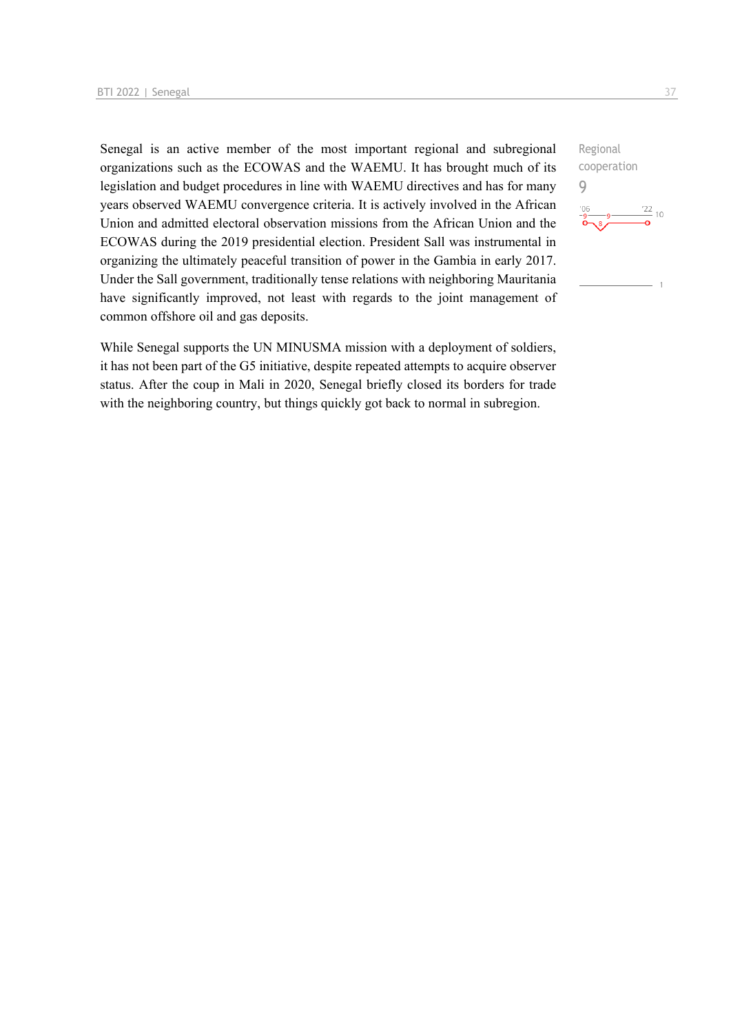Senegal is an active member of the most important regional and subregional organizations such as the ECOWAS and the WAEMU. It has brought much of its legislation and budget procedures in line with WAEMU directives and has for many years observed WAEMU convergence criteria. It is actively involved in the African Union and admitted electoral observation missions from the African Union and the ECOWAS during the 2019 presidential election. President Sall was instrumental in organizing the ultimately peaceful transition of power in the Gambia in early 2017. Under the Sall government, traditionally tense relations with neighboring Mauritania have significantly improved, not least with regards to the joint management of common offshore oil and gas deposits.

Regional cooperation
9

While Senegal supports the UN MINUSMA mission with a deployment of soldiers, it has not been part of the G5 initiative, despite repeated attempts to acquire observer status. After the coup in Mali in 2020, Senegal briefly closed its borders for trade with the neighboring country, but things quickly got back to normal in subregion.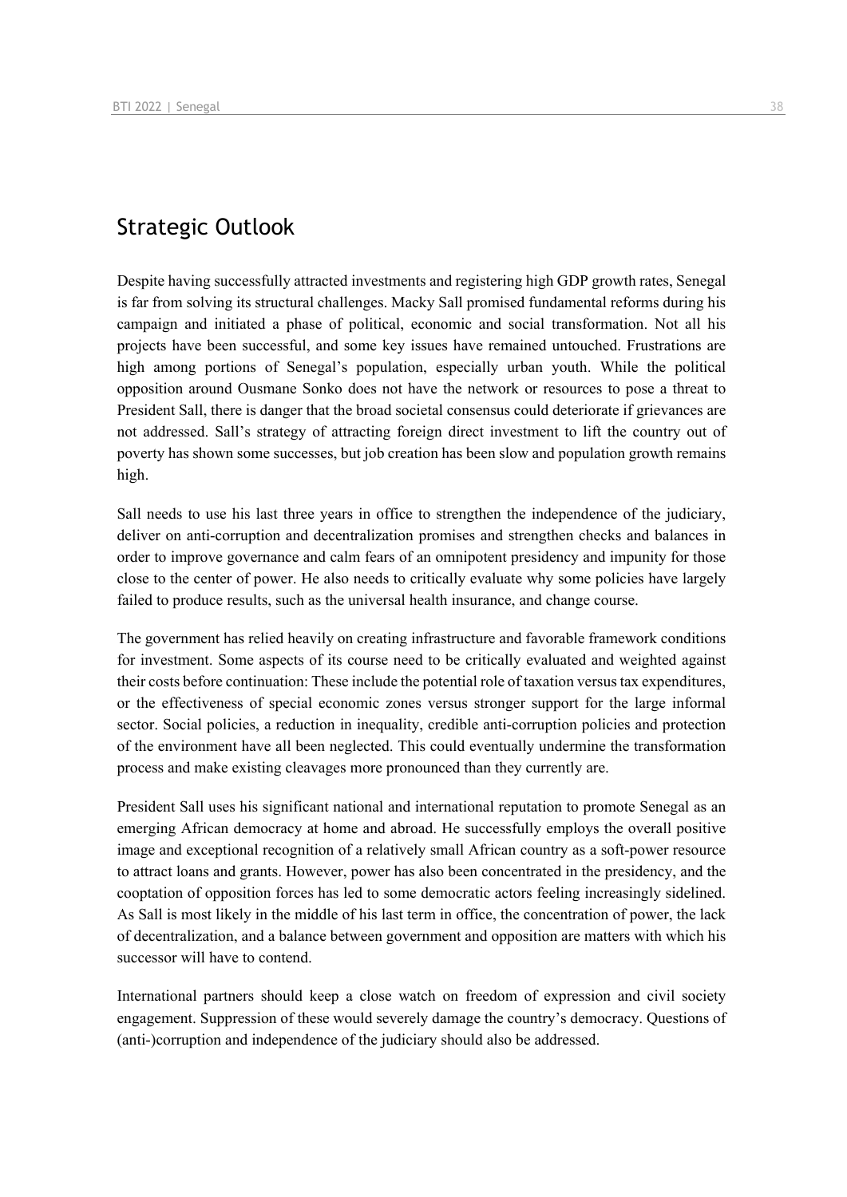## Strategic Outlook

Despite having successfully attracted investments and registering high GDP growth rates, Senegal is far from solving its structural challenges. Macky Sall promised fundamental reforms during his campaign and initiated a phase of political, economic and social transformation. Not all his projects have been successful, and some key issues have remained untouched. Frustrations are high among portions of Senegal's population, especially urban youth. While the political opposition around Ousmane Sonko does not have the network or resources to pose a threat to President Sall, there is danger that the broad societal consensus could deteriorate if grievances are not addressed. Sall's strategy of attracting foreign direct investment to lift the country out of poverty has shown some successes, but job creation has been slow and population growth remains high.

Sall needs to use his last three years in office to strengthen the independence of the judiciary, deliver on anti-corruption and decentralization promises and strengthen checks and balances in order to improve governance and calm fears of an omnipotent presidency and impunity for those close to the center of power. He also needs to critically evaluate why some policies have largely failed to produce results, such as the universal health insurance, and change course.

The government has relied heavily on creating infrastructure and favorable framework conditions for investment. Some aspects of its course need to be critically evaluated and weighted against their costs before continuation: These include the potential role of taxation versus tax expenditures, or the effectiveness of special economic zones versus stronger support for the large informal sector. Social policies, a reduction in inequality, credible anti-corruption policies and protection of the environment have all been neglected. This could eventually undermine the transformation process and make existing cleavages more pronounced than they currently are.

President Sall uses his significant national and international reputation to promote Senegal as an emerging African democracy at home and abroad. He successfully employs the overall positive image and exceptional recognition of a relatively small African country as a soft-power resource to attract loans and grants. However, power has also been concentrated in the presidency, and the cooptation of opposition forces has led to some democratic actors feeling increasingly sidelined. As Sall is most likely in the middle of his last term in office, the concentration of power, the lack of decentralization, and a balance between government and opposition are matters with which his successor will have to contend.

International partners should keep a close watch on freedom of expression and civil society engagement. Suppression of these would severely damage the country's democracy. Questions of (anti-)corruption and independence of the judiciary should also be addressed.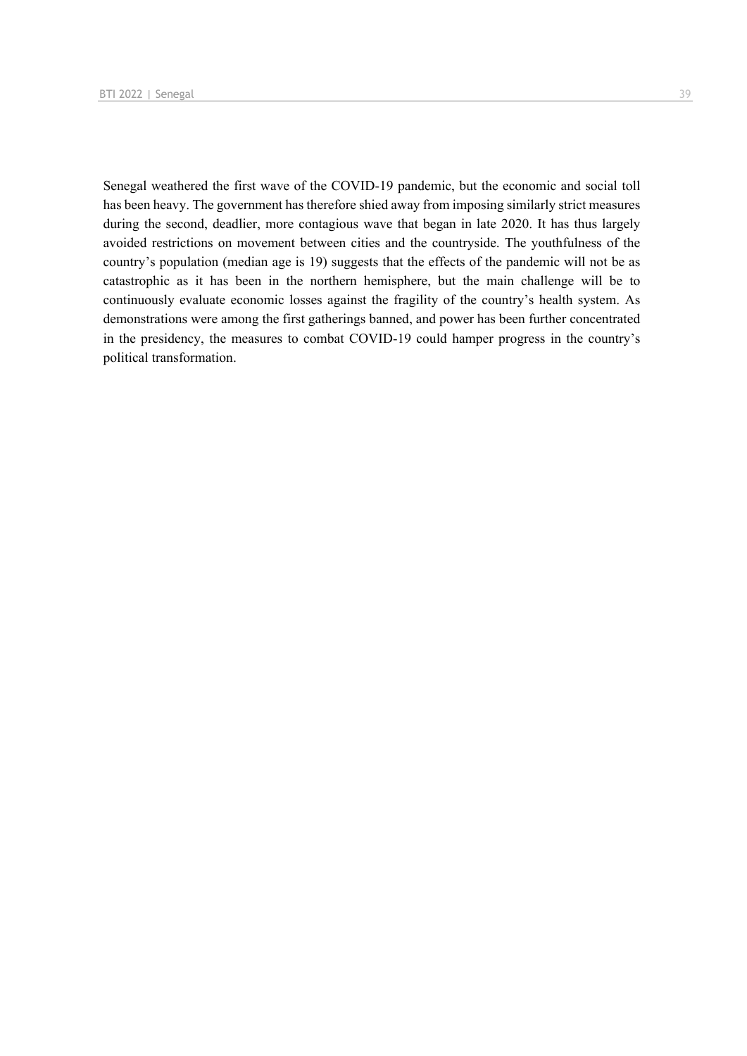Senegal weathered the first wave of the COVID-19 pandemic, but the economic and social toll has been heavy. The government has therefore shied away from imposing similarly strict measures during the second, deadlier, more contagious wave that began in late 2020. It has thus largely avoided restrictions on movement between cities and the countryside. The youthfulness of the country's population (median age is 19) suggests that the effects of the pandemic will not be as catastrophic as it has been in the northern hemisphere, but the main challenge will be to continuously evaluate economic losses against the fragility of the country's health system. As demonstrations were among the first gatherings banned, and power has been further concentrated in the presidency, the measures to combat COVID-19 could hamper progress in the country's political transformation.